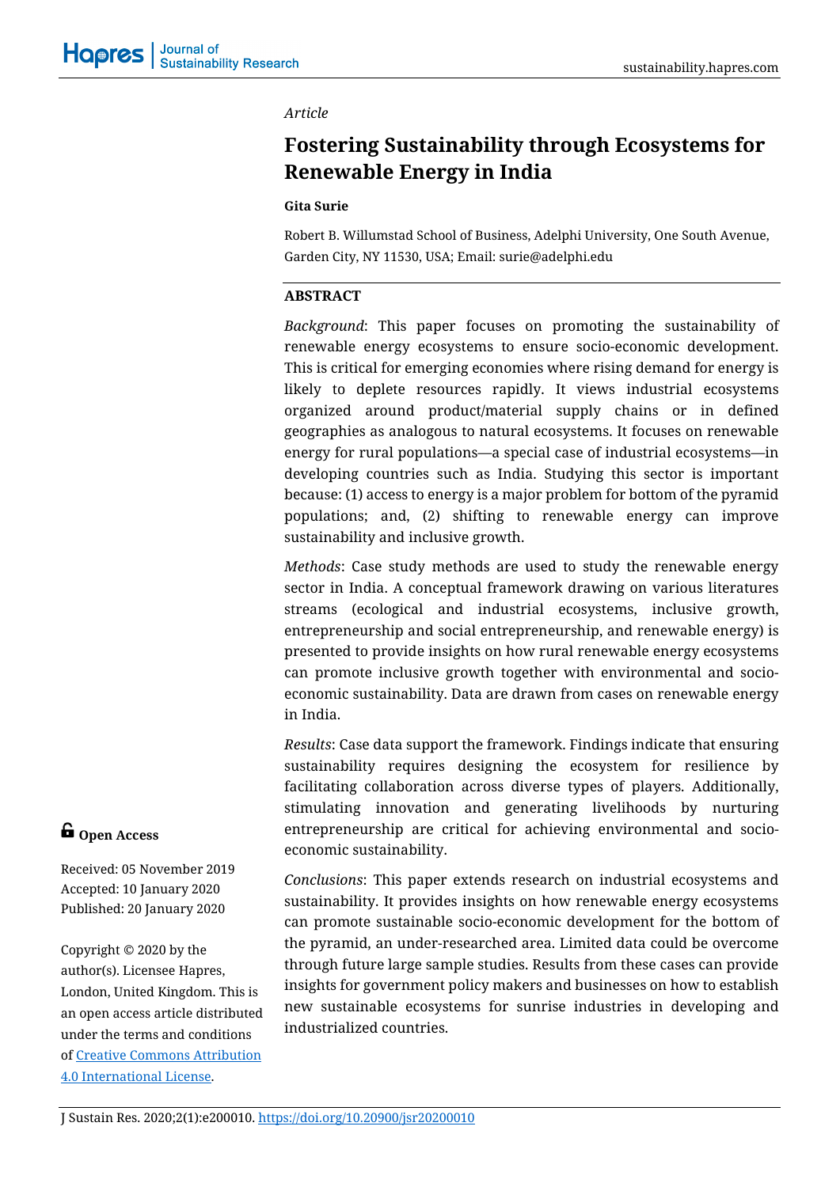*Article*

# Fostering Sustainability through Ecosystems for Renewable Energy in India

**Gita Surie**

Robert B. Willumstad School of Business, Adelphi University, One South Avenue, Garden City, NY 11530, USA; Email: surie@adelphi.edu

## ABSTRACT

*Background*: This paper focuses on promoting the sustainability of renewable energy ecosystems to ensure socio-economic development. This is critical for emerging economies where rising demand for energy is likely to deplete resources rapidly. It views industrial ecosystems organized around product/material supply chains or in defined geographies as analogous to natural ecosystems. It focuses on renewable energy for rural populations—a special case of industrial ecosystems—in developing countries such as India. Studying this sector is important because: (1) access to energy is a major problem for bottom of the pyramid populations; and, (2) shifting to renewable energy can improve sustainability and inclusive growth.

*Methods*: Case study methods are used to study the renewable energy sector in India. A conceptual framework drawing on various literatures streams (ecological and industrial ecosystems, inclusive growth, entrepreneurship and social entrepreneurship, and renewable energy) is presented to provide insights on how rural renewable energy ecosystems can promote inclusive growth together with environmental and socio-economic sustainability. Data are drawn from cases on renewable energy in India.

*Results*: Case data support the framework. Findings indicate that ensuring sustainability requires designing the ecosystem for resilience by facilitating collaboration across diverse types of players. Additionally, stimulating innovation and generating livelihoods by nurturing entrepreneurship are critical for achieving environmental and socio-economic sustainability.

*Conclusions*: This paper extends research on industrial ecosystems and sustainability. It provides insights on how renewable energy ecosystems can promote sustainable socio-economic development for the bottom of the pyramid, an under-researched area. Limited data could be overcome through future large sample studies. Results from these cases can provide insights for government policy makers and businesses on how to establish new sustainable ecosystems for sunrise industries in developing and industrialized countries.

**Open Access**

Received: 05 November 2019
Accepted: 10 January 2020
Published: 20 January 2020

Copyright © 2020 by the author(s). Licensee Hapres, London, United Kingdom. This is an open access article distributed under the terms and conditions of [Creative Commons Attribution 4.0 International License](https://creativecommons.org/licenses/by/4.0/).

J Sustain Res. 2020;2(1):e200010. https://doi.org/10.20900/jsr20200010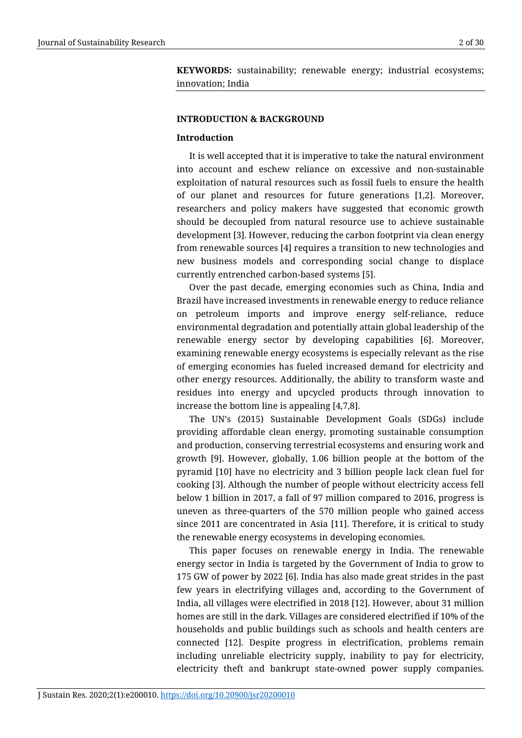**KEYWORDS:** sustainability; renewable energy; industrial ecosystems; innovation; India

## INTRODUCTION & BACKGROUND

### Introduction

It is well accepted that it is imperative to take the natural environment into account and eschew reliance on excessive and non-sustainable exploitation of natural resources such as fossil fuels to ensure the health of our planet and resources for future generations [1,2]. Moreover, researchers and policy makers have suggested that economic growth should be decoupled from natural resource use to achieve sustainable development [3]. However, reducing the carbon footprint via clean energy from renewable sources [4] requires a transition to new technologies and new business models and corresponding social change to displace currently entrenched carbon-based systems [5].

Over the past decade, emerging economies such as China, India and Brazil have increased investments in renewable energy to reduce reliance on petroleum imports and improve energy self-reliance, reduce environmental degradation and potentially attain global leadership of the renewable energy sector by developing capabilities [6]. Moreover, examining renewable energy ecosystems is especially relevant as the rise of emerging economies has fueled increased demand for electricity and other energy resources. Additionally, the ability to transform waste and residues into energy and upcycled products through innovation to increase the bottom line is appealing [4,7,8].

The UN's (2015) Sustainable Development Goals (SDGs) include providing affordable clean energy, promoting sustainable consumption and production, conserving terrestrial ecosystems and ensuring work and growth [9]. However, globally, 1.06 billion people at the bottom of the pyramid [10] have no electricity and 3 billion people lack clean fuel for cooking [3]. Although the number of people without electricity access fell below 1 billion in 2017, a fall of 97 million compared to 2016, progress is uneven as three-quarters of the 570 million people who gained access since 2011 are concentrated in Asia [11]. Therefore, it is critical to study the renewable energy ecosystems in developing economies.

This paper focuses on renewable energy in India. The renewable energy sector in India is targeted by the Government of India to grow to 175 GW of power by 2022 [6]. India has also made great strides in the past few years in electrifying villages and, according to the Government of India, all villages were electrified in 2018 [12]. However, about 31 million homes are still in the dark. Villages are considered electrified if 10% of the households and public buildings such as schools and health centers are connected [12]. Despite progress in electrification, problems remain including unreliable electricity supply, inability to pay for electricity, electricity theft and bankrupt state-owned power supply companies.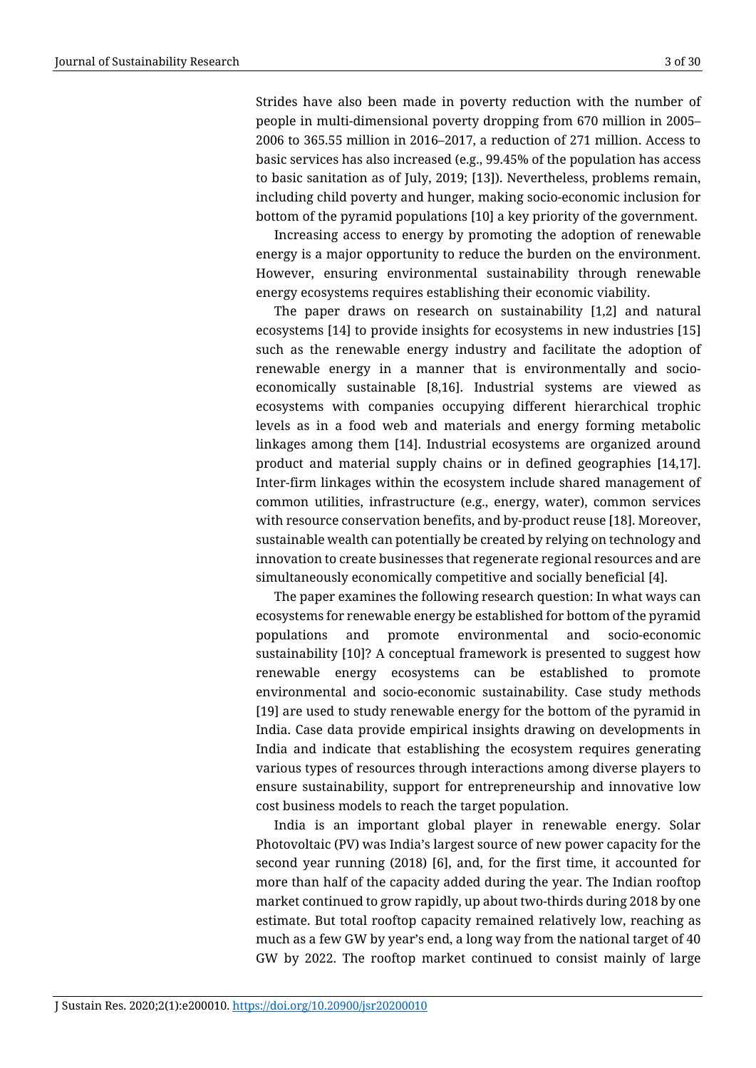Strides have also been made in poverty reduction with the number of people in multi-dimensional poverty dropping from 670 million in 2005–2006 to 365.55 million in 2016–2017, a reduction of 271 million. Access to basic services has also increased (e.g., 99.45% of the population has access to basic sanitation as of July, 2019; [13]). Nevertheless, problems remain, including child poverty and hunger, making socio-economic inclusion for bottom of the pyramid populations [10] a key priority of the government.

Increasing access to energy by promoting the adoption of renewable energy is a major opportunity to reduce the burden on the environment. However, ensuring environmental sustainability through renewable energy ecosystems requires establishing their economic viability.

The paper draws on research on sustainability [1,2] and natural ecosystems [14] to provide insights for ecosystems in new industries [15] such as the renewable energy industry and facilitate the adoption of renewable energy in a manner that is environmentally and socio-economically sustainable [8,16]. Industrial systems are viewed as ecosystems with companies occupying different hierarchical trophic levels as in a food web and materials and energy forming metabolic linkages among them [14]. Industrial ecosystems are organized around product and material supply chains or in defined geographies [14,17]. Inter-firm linkages within the ecosystem include shared management of common utilities, infrastructure (e.g., energy, water), common services with resource conservation benefits, and by-product reuse [18]. Moreover, sustainable wealth can potentially be created by relying on technology and innovation to create businesses that regenerate regional resources and are simultaneously economically competitive and socially beneficial [4].

The paper examines the following research question: In what ways can ecosystems for renewable energy be established for bottom of the pyramid populations and promote environmental and socio-economic sustainability [10]? A conceptual framework is presented to suggest how renewable energy ecosystems can be established to promote environmental and socio-economic sustainability. Case study methods [19] are used to study renewable energy for the bottom of the pyramid in India. Case data provide empirical insights drawing on developments in India and indicate that establishing the ecosystem requires generating various types of resources through interactions among diverse players to ensure sustainability, support for entrepreneurship and innovative low cost business models to reach the target population.

India is an important global player in renewable energy. Solar Photovoltaic (PV) was India's largest source of new power capacity for the second year running (2018) [6], and, for the first time, it accounted for more than half of the capacity added during the year. The Indian rooftop market continued to grow rapidly, up about two-thirds during 2018 by one estimate. But total rooftop capacity remained relatively low, reaching as much as a few GW by year's end, a long way from the national target of 40 GW by 2022. The rooftop market continued to consist mainly of large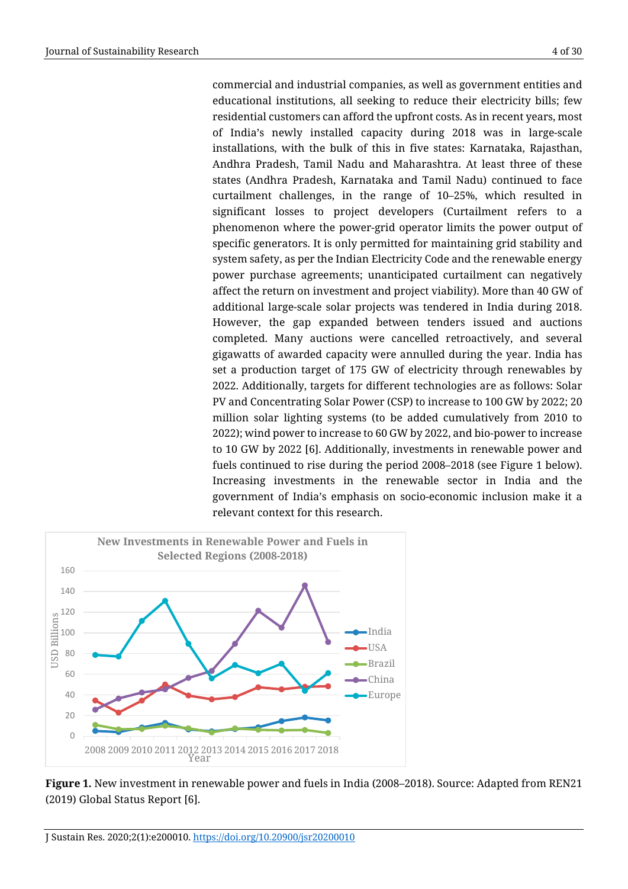commercial and industrial companies, as well as government entities and educational institutions, all seeking to reduce their electricity bills; few residential customers can afford the upfront costs. As in recent years, most of India's newly installed capacity during 2018 was in large-scale installations, with the bulk of this in five states: Karnataka, Rajasthan, Andhra Pradesh, Tamil Nadu and Maharashtra. At least three of these states (Andhra Pradesh, Karnataka and Tamil Nadu) continued to face curtailment challenges, in the range of 10–25%, which resulted in significant losses to project developers (Curtailment refers to a phenomenon where the power-grid operator limits the power output of specific generators. It is only permitted for maintaining grid stability and system safety, as per the Indian Electricity Code and the renewable energy power purchase agreements; unanticipated curtailment can negatively affect the return on investment and project viability). More than 40 GW of additional large-scale solar projects was tendered in India during 2018. However, the gap expanded between tenders issued and auctions completed. Many auctions were cancelled retroactively, and several gigawatts of awarded capacity were annulled during the year. India has set a production target of 175 GW of electricity through renewables by 2022. Additionally, targets for different technologies are as follows: Solar PV and Concentrating Solar Power (CSP) to increase to 100 GW by 2022; 20 million solar lighting systems (to be added cumulatively from 2010 to 2022); wind power to increase to 60 GW by 2022, and bio-power to increase to 10 GW by 2022 [6]. Additionally, investments in renewable power and fuels continued to rise during the period 2008–2018 (see Figure 1 below). Increasing investments in the renewable sector in India and the government of India's emphasis on socio-economic inclusion make it a relevant context for this research.

**Figure 1.** New investment in renewable power and fuels in India (2008–2018). Source: Adapted from REN21 (2019) Global Status Report [6].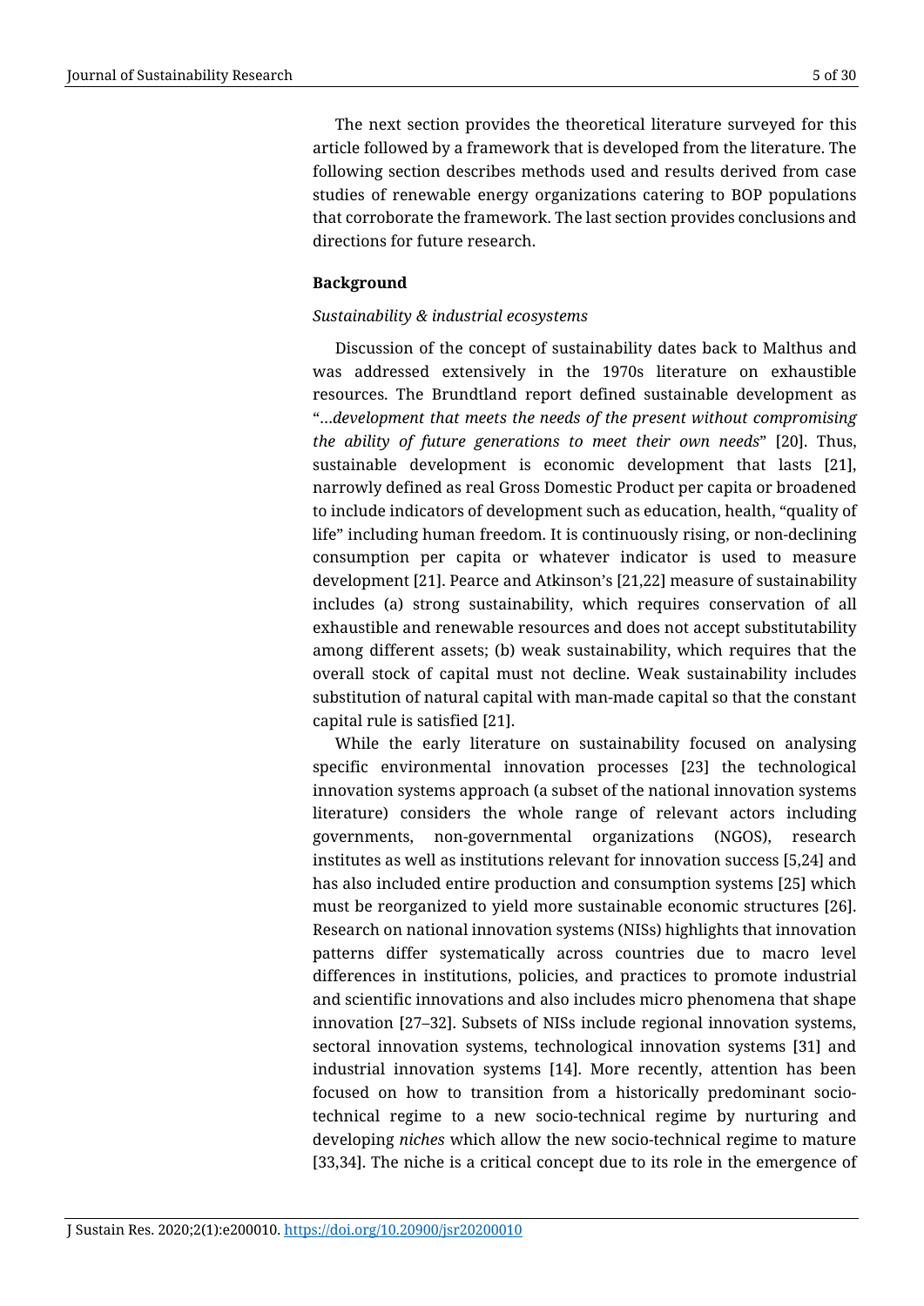The next section provides the theoretical literature surveyed for this article followed by a framework that is developed from the literature. The following section describes methods used and results derived from case studies of renewable energy organizations catering to BOP populations that corroborate the framework. The last section provides conclusions and directions for future research.

## Background

### *Sustainability & industrial ecosystems*

Discussion of the concept of sustainability dates back to Malthus and was addressed extensively in the 1970s literature on exhaustible resources. The Brundtland report defined sustainable development as "*…development that meets the needs of the present without compromising the ability of future generations to meet their own needs*" [20]. Thus, sustainable development is economic development that lasts [21], narrowly defined as real Gross Domestic Product per capita or broadened to include indicators of development such as education, health, "quality of life" including human freedom. It is continuously rising, or non-declining consumption per capita or whatever indicator is used to measure development [21]. Pearce and Atkinson's [21,22] measure of sustainability includes (a) strong sustainability, which requires conservation of all exhaustible and renewable resources and does not accept substitutability among different assets; (b) weak sustainability, which requires that the overall stock of capital must not decline. Weak sustainability includes substitution of natural capital with man-made capital so that the constant capital rule is satisfied [21].

While the early literature on sustainability focused on analysing specific environmental innovation processes [23] the technological innovation systems approach (a subset of the national innovation systems literature) considers the whole range of relevant actors including governments, non-governmental organizations (NGOS), research institutes as well as institutions relevant for innovation success [5,24] and has also included entire production and consumption systems [25] which must be reorganized to yield more sustainable economic structures [26]. Research on national innovation systems (NISs) highlights that innovation patterns differ systematically across countries due to macro level differences in institutions, policies, and practices to promote industrial and scientific innovations and also includes micro phenomena that shape innovation [27–32]. Subsets of NISs include regional innovation systems, sectoral innovation systems, technological innovation systems [31] and industrial innovation systems [14]. More recently, attention has been focused on how to transition from a historically predominant socio-technical regime to a new socio-technical regime by nurturing and developing *niches* which allow the new socio-technical regime to mature [33,34]. The niche is a critical concept due to its role in the emergence of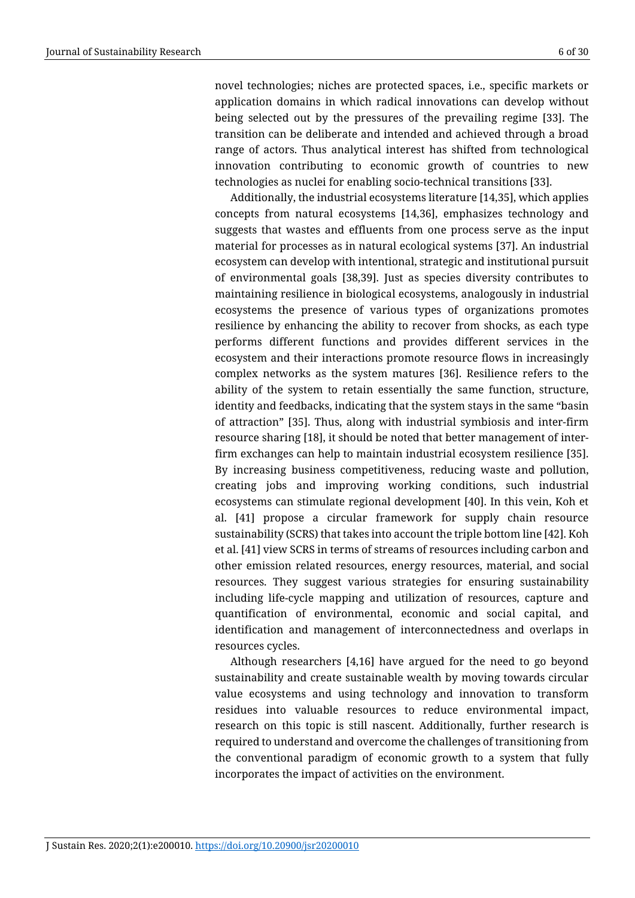novel technologies; niches are protected spaces, i.e., specific markets or application domains in which radical innovations can develop without being selected out by the pressures of the prevailing regime [33]. The transition can be deliberate and intended and achieved through a broad range of actors. Thus analytical interest has shifted from technological innovation contributing to economic growth of countries to new technologies as nuclei for enabling socio-technical transitions [33].

Additionally, the industrial ecosystems literature [14,35], which applies concepts from natural ecosystems [14,36], emphasizes technology and suggests that wastes and effluents from one process serve as the input material for processes as in natural ecological systems [37]. An industrial ecosystem can develop with intentional, strategic and institutional pursuit of environmental goals [38,39]. Just as species diversity contributes to maintaining resilience in biological ecosystems, analogously in industrial ecosystems the presence of various types of organizations promotes resilience by enhancing the ability to recover from shocks, as each type performs different functions and provides different services in the ecosystem and their interactions promote resource flows in increasingly complex networks as the system matures [36]. Resilience refers to the ability of the system to retain essentially the same function, structure, identity and feedbacks, indicating that the system stays in the same "basin of attraction" [35]. Thus, along with industrial symbiosis and inter-firm resource sharing [18], it should be noted that better management of inter-firm exchanges can help to maintain industrial ecosystem resilience [35]. By increasing business competitiveness, reducing waste and pollution, creating jobs and improving working conditions, such industrial ecosystems can stimulate regional development [40]. In this vein, Koh et al. [41] propose a circular framework for supply chain resource sustainability (SCRS) that takes into account the triple bottom line [42]. Koh et al. [41] view SCRS in terms of streams of resources including carbon and other emission related resources, energy resources, material, and social resources. They suggest various strategies for ensuring sustainability including life-cycle mapping and utilization of resources, capture and quantification of environmental, economic and social capital, and identification and management of interconnectedness and overlaps in resources cycles.

Although researchers [4,16] have argued for the need to go beyond sustainability and create sustainable wealth by moving towards circular value ecosystems and using technology and innovation to transform residues into valuable resources to reduce environmental impact, research on this topic is still nascent. Additionally, further research is required to understand and overcome the challenges of transitioning from the conventional paradigm of economic growth to a system that fully incorporates the impact of activities on the environment.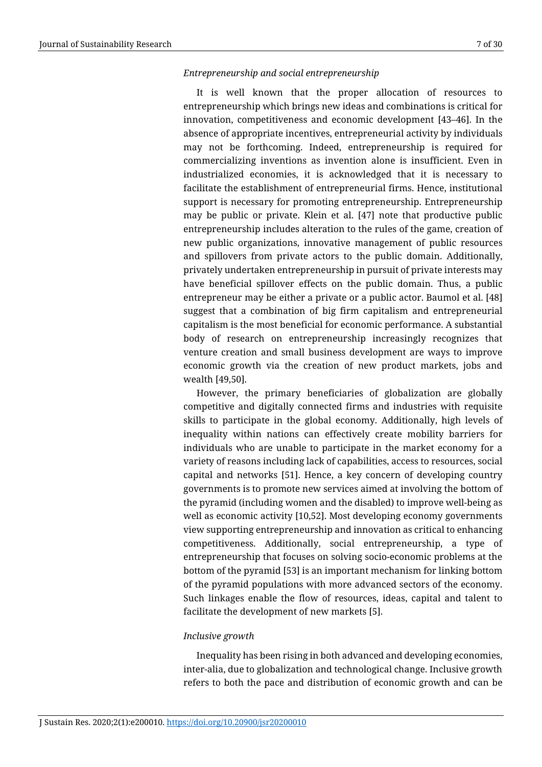*Entrepreneurship and social entrepreneurship*

It is well known that the proper allocation of resources to entrepreneurship which brings new ideas and combinations is critical for innovation, competitiveness and economic development [43–46]. In the absence of appropriate incentives, entrepreneurial activity by individuals may not be forthcoming. Indeed, entrepreneurship is required for commercializing inventions as invention alone is insufficient. Even in industrialized economies, it is acknowledged that it is necessary to facilitate the establishment of entrepreneurial firms. Hence, institutional support is necessary for promoting entrepreneurship. Entrepreneurship may be public or private. Klein et al. [47] note that productive public entrepreneurship includes alteration to the rules of the game, creation of new public organizations, innovative management of public resources and spillovers from private actors to the public domain. Additionally, privately undertaken entrepreneurship in pursuit of private interests may have beneficial spillover effects on the public domain. Thus, a public entrepreneur may be either a private or a public actor. Baumol et al. [48] suggest that a combination of big firm capitalism and entrepreneurial capitalism is the most beneficial for economic performance. A substantial body of research on entrepreneurship increasingly recognizes that venture creation and small business development are ways to improve economic growth via the creation of new product markets, jobs and wealth [49,50].

However, the primary beneficiaries of globalization are globally competitive and digitally connected firms and industries with requisite skills to participate in the global economy. Additionally, high levels of inequality within nations can effectively create mobility barriers for individuals who are unable to participate in the market economy for a variety of reasons including lack of capabilities, access to resources, social capital and networks [51]. Hence, a key concern of developing country governments is to promote new services aimed at involving the bottom of the pyramid (including women and the disabled) to improve well-being as well as economic activity [10,52]. Most developing economy governments view supporting entrepreneurship and innovation as critical to enhancing competitiveness. Additionally, social entrepreneurship, a type of entrepreneurship that focuses on solving socio-economic problems at the bottom of the pyramid [53] is an important mechanism for linking bottom of the pyramid populations with more advanced sectors of the economy. Such linkages enable the flow of resources, ideas, capital and talent to facilitate the development of new markets [5].

*Inclusive growth*

Inequality has been rising in both advanced and developing economies, inter-alia, due to globalization and technological change. Inclusive growth refers to both the pace and distribution of economic growth and can be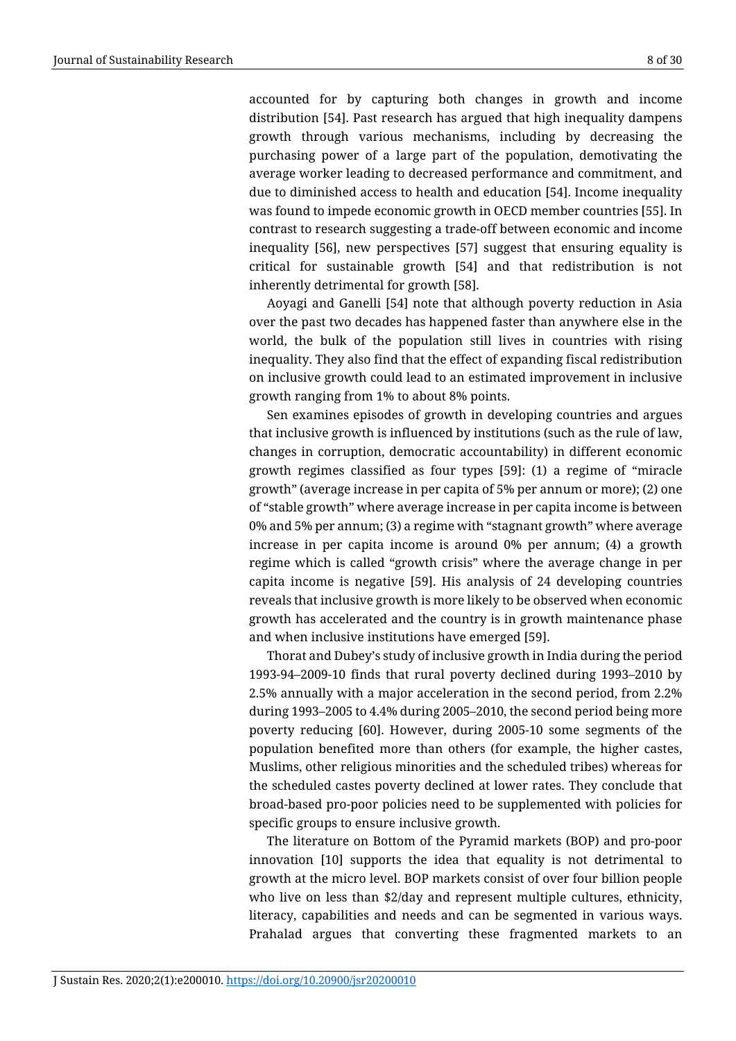accounted for by capturing both changes in growth and income distribution [54]. Past research has argued that high inequality dampens growth through various mechanisms, including by decreasing the purchasing power of a large part of the population, demotivating the average worker leading to decreased performance and commitment, and due to diminished access to health and education [54]. Income inequality was found to impede economic growth in OECD member countries [55]. In contrast to research suggesting a trade-off between economic and income inequality [56], new perspectives [57] suggest that ensuring equality is critical for sustainable growth [54] and that redistribution is not inherently detrimental for growth [58].

Aoyagi and Ganelli [54] note that although poverty reduction in Asia over the past two decades has happened faster than anywhere else in the world, the bulk of the population still lives in countries with rising inequality. They also find that the effect of expanding fiscal redistribution on inclusive growth could lead to an estimated improvement in inclusive growth ranging from 1% to about 8% points.

Sen examines episodes of growth in developing countries and argues that inclusive growth is influenced by institutions (such as the rule of law, changes in corruption, democratic accountability) in different economic growth regimes classified as four types [59]: (1) a regime of "miracle growth" (average increase in per capita of 5% per annum or more); (2) one of "stable growth" where average increase in per capita income is between 0% and 5% per annum; (3) a regime with "stagnant growth" where average increase in per capita income is around 0% per annum; (4) a growth regime which is called "growth crisis" where the average change in per capita income is negative [59]. His analysis of 24 developing countries reveals that inclusive growth is more likely to be observed when economic growth has accelerated and the country is in growth maintenance phase and when inclusive institutions have emerged [59].

Thorat and Dubey's study of inclusive growth in India during the period 1993-94–2009-10 finds that rural poverty declined during 1993–2010 by 2.5% annually with a major acceleration in the second period, from 2.2% during 1993–2005 to 4.4% during 2005–2010, the second period being more poverty reducing [60]. However, during 2005-10 some segments of the population benefited more than others (for example, the higher castes, Muslims, other religious minorities and the scheduled tribes) whereas for the scheduled castes poverty declined at lower rates. They conclude that broad-based pro-poor policies need to be supplemented with policies for specific groups to ensure inclusive growth.

The literature on Bottom of the Pyramid markets (BOP) and pro-poor innovation [10] supports the idea that equality is not detrimental to growth at the micro level. BOP markets consist of over four billion people who live on less than $2/day and represent multiple cultures, ethnicity, literacy, capabilities and needs and can be segmented in various ways. Prahalad argues that converting these fragmented markets to an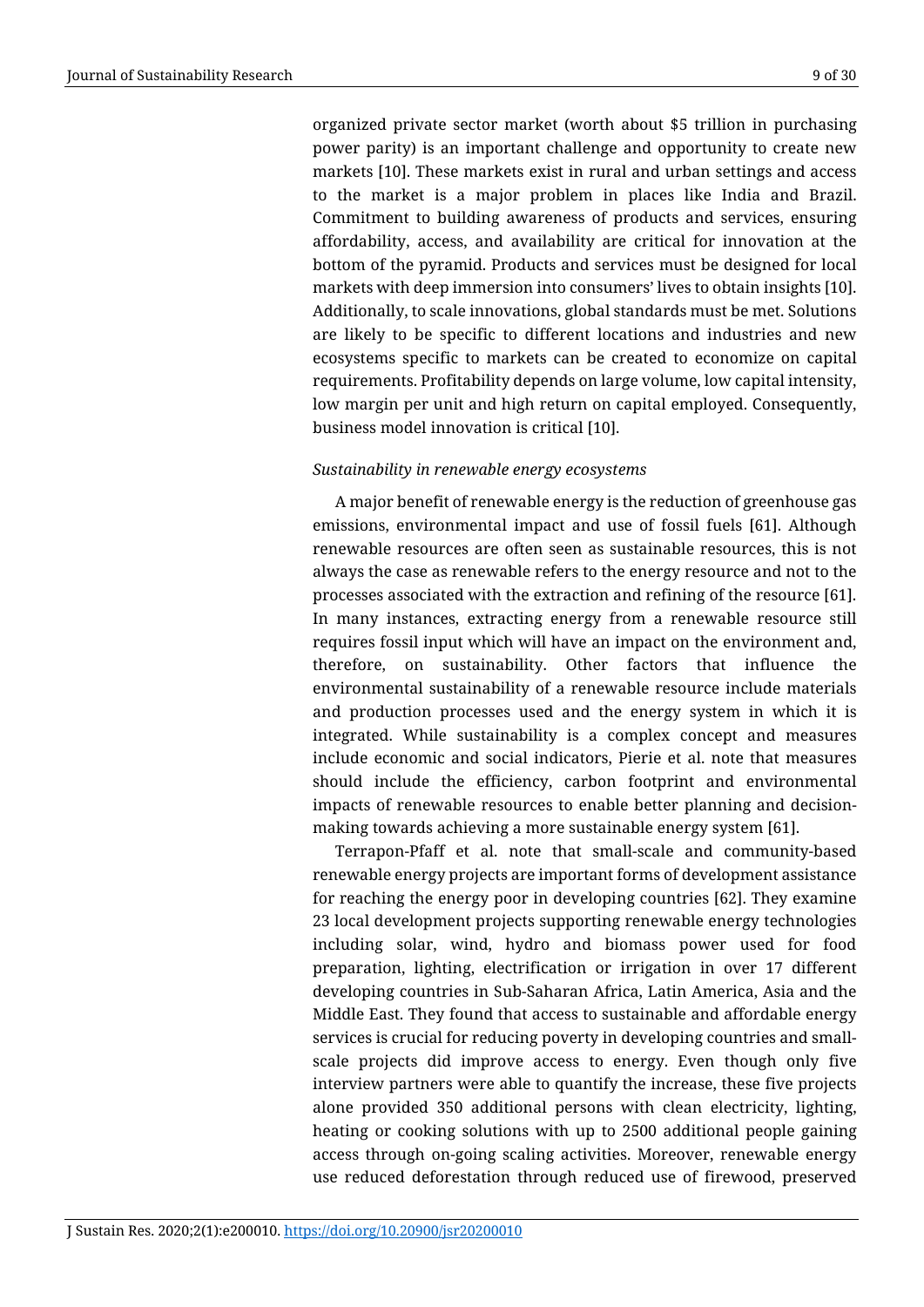organized private sector market (worth about $5 trillion in purchasing power parity) is an important challenge and opportunity to create new markets [10]. These markets exist in rural and urban settings and access to the market is a major problem in places like India and Brazil. Commitment to building awareness of products and services, ensuring affordability, access, and availability are critical for innovation at the bottom of the pyramid. Products and services must be designed for local markets with deep immersion into consumers' lives to obtain insights [10]. Additionally, to scale innovations, global standards must be met. Solutions are likely to be specific to different locations and industries and new ecosystems specific to markets can be created to economize on capital requirements. Profitability depends on large volume, low capital intensity, low margin per unit and high return on capital employed. Consequently, business model innovation is critical [10].

*Sustainability in renewable energy ecosystems*

A major benefit of renewable energy is the reduction of greenhouse gas emissions, environmental impact and use of fossil fuels [61]. Although renewable resources are often seen as sustainable resources, this is not always the case as renewable refers to the energy resource and not to the processes associated with the extraction and refining of the resource [61]. In many instances, extracting energy from a renewable resource still requires fossil input which will have an impact on the environment and, therefore, on sustainability. Other factors that influence the environmental sustainability of a renewable resource include materials and production processes used and the energy system in which it is integrated. While sustainability is a complex concept and measures include economic and social indicators, Pierie et al. note that measures should include the efficiency, carbon footprint and environmental impacts of renewable resources to enable better planning and decision-making towards achieving a more sustainable energy system [61].

Terrapon-Pfaff et al. note that small-scale and community-based renewable energy projects are important forms of development assistance for reaching the energy poor in developing countries [62]. They examine 23 local development projects supporting renewable energy technologies including solar, wind, hydro and biomass power used for food preparation, lighting, electrification or irrigation in over 17 different developing countries in Sub-Saharan Africa, Latin America, Asia and the Middle East. They found that access to sustainable and affordable energy services is crucial for reducing poverty in developing countries and small-scale projects did improve access to energy. Even though only five interview partners were able to quantify the increase, these five projects alone provided 350 additional persons with clean electricity, lighting, heating or cooking solutions with up to 2500 additional people gaining access through on-going scaling activities. Moreover, renewable energy use reduced deforestation through reduced use of firewood, preserved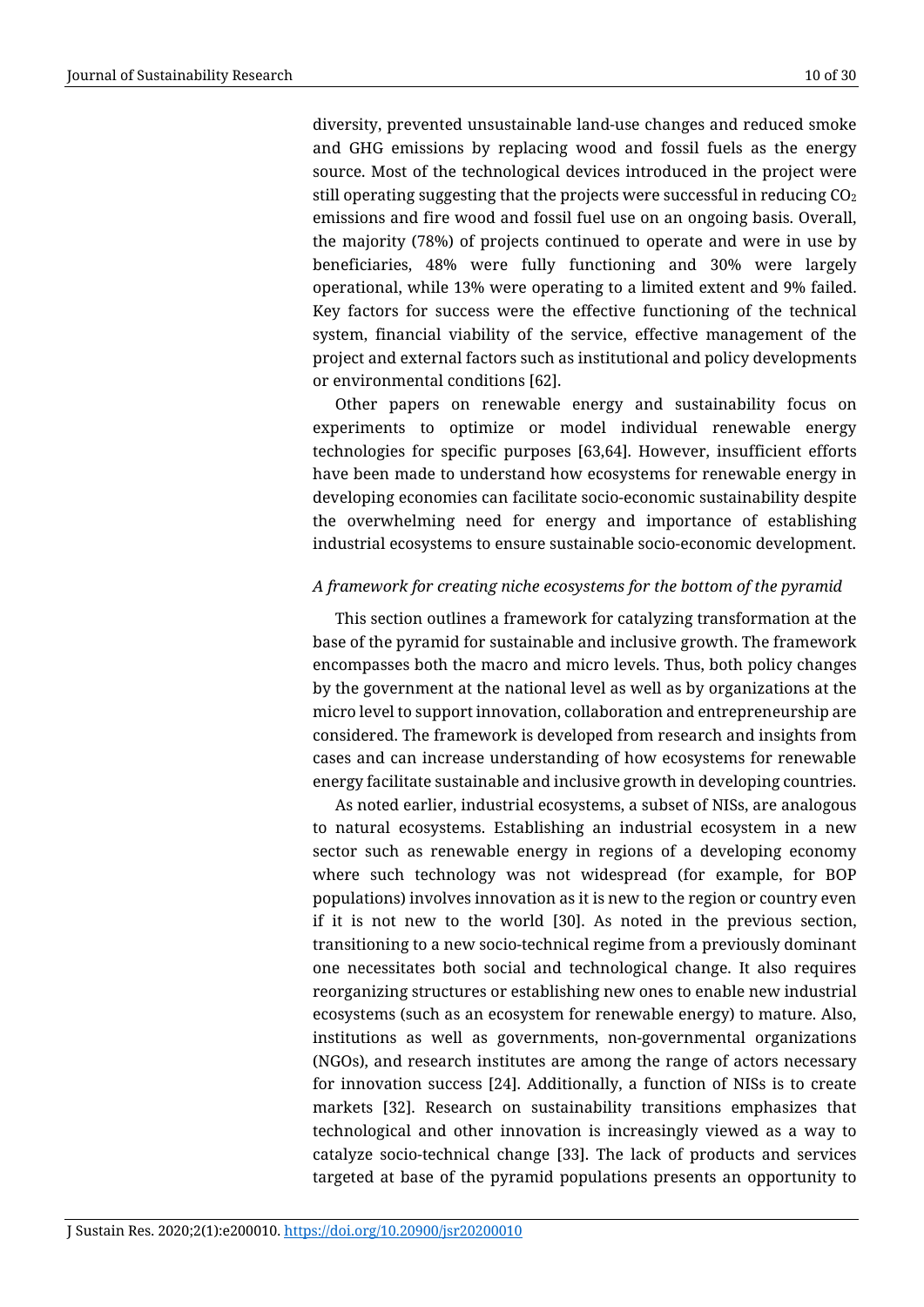diversity, prevented unsustainable land-use changes and reduced smoke and GHG emissions by replacing wood and fossil fuels as the energy source. Most of the technological devices introduced in the project were still operating suggesting that the projects were successful in reducing $CO_2$ emissions and fire wood and fossil fuel use on an ongoing basis. Overall, the majority (78%) of projects continued to operate and were in use by beneficiaries, 48% were fully functioning and 30% were largely operational, while 13% were operating to a limited extent and 9% failed. Key factors for success were the effective functioning of the technical system, financial viability of the service, effective management of the project and external factors such as institutional and policy developments or environmental conditions [62].

Other papers on renewable energy and sustainability focus on experiments to optimize or model individual renewable energy technologies for specific purposes [63,64]. However, insufficient efforts have been made to understand how ecosystems for renewable energy in developing economies can facilitate socio-economic sustainability despite the overwhelming need for energy and importance of establishing industrial ecosystems to ensure sustainable socio-economic development.

*A framework for creating niche ecosystems for the bottom of the pyramid*

This section outlines a framework for catalyzing transformation at the base of the pyramid for sustainable and inclusive growth. The framework encompasses both the macro and micro levels. Thus, both policy changes by the government at the national level as well as by organizations at the micro level to support innovation, collaboration and entrepreneurship are considered. The framework is developed from research and insights from cases and can increase understanding of how ecosystems for renewable energy facilitate sustainable and inclusive growth in developing countries.

As noted earlier, industrial ecosystems, a subset of NISs, are analogous to natural ecosystems. Establishing an industrial ecosystem in a new sector such as renewable energy in regions of a developing economy where such technology was not widespread (for example, for BOP populations) involves innovation as it is new to the region or country even if it is not new to the world [30]. As noted in the previous section, transitioning to a new socio-technical regime from a previously dominant one necessitates both social and technological change. It also requires reorganizing structures or establishing new ones to enable new industrial ecosystems (such as an ecosystem for renewable energy) to mature. Also, institutions as well as governments, non-governmental organizations (NGOs), and research institutes are among the range of actors necessary for innovation success [24]. Additionally, a function of NISs is to create markets [32]. Research on sustainability transitions emphasizes that technological and other innovation is increasingly viewed as a way to catalyze socio-technical change [33]. The lack of products and services targeted at base of the pyramid populations presents an opportunity to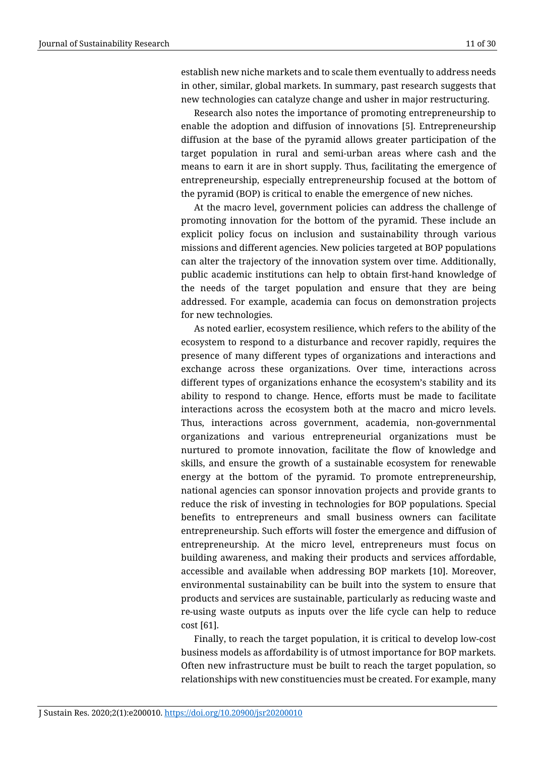establish new niche markets and to scale them eventually to address needs in other, similar, global markets. In summary, past research suggests that new technologies can catalyze change and usher in major restructuring.

Research also notes the importance of promoting entrepreneurship to enable the adoption and diffusion of innovations [5]. Entrepreneurship diffusion at the base of the pyramid allows greater participation of the target population in rural and semi-urban areas where cash and the means to earn it are in short supply. Thus, facilitating the emergence of entrepreneurship, especially entrepreneurship focused at the bottom of the pyramid (BOP) is critical to enable the emergence of new niches.

At the macro level, government policies can address the challenge of promoting innovation for the bottom of the pyramid. These include an explicit policy focus on inclusion and sustainability through various missions and different agencies. New policies targeted at BOP populations can alter the trajectory of the innovation system over time. Additionally, public academic institutions can help to obtain first-hand knowledge of the needs of the target population and ensure that they are being addressed. For example, academia can focus on demonstration projects for new technologies.

As noted earlier, ecosystem resilience, which refers to the ability of the ecosystem to respond to a disturbance and recover rapidly, requires the presence of many different types of organizations and interactions and exchange across these organizations. Over time, interactions across different types of organizations enhance the ecosystem's stability and its ability to respond to change. Hence, efforts must be made to facilitate interactions across the ecosystem both at the macro and micro levels. Thus, interactions across government, academia, non-governmental organizations and various entrepreneurial organizations must be nurtured to promote innovation, facilitate the flow of knowledge and skills, and ensure the growth of a sustainable ecosystem for renewable energy at the bottom of the pyramid. To promote entrepreneurship, national agencies can sponsor innovation projects and provide grants to reduce the risk of investing in technologies for BOP populations. Special benefits to entrepreneurs and small business owners can facilitate entrepreneurship. Such efforts will foster the emergence and diffusion of entrepreneurship. At the micro level, entrepreneurs must focus on building awareness, and making their products and services affordable, accessible and available when addressing BOP markets [10]. Moreover, environmental sustainability can be built into the system to ensure that products and services are sustainable, particularly as reducing waste and re-using waste outputs as inputs over the life cycle can help to reduce cost [61].

Finally, to reach the target population, it is critical to develop low-cost business models as affordability is of utmost importance for BOP markets. Often new infrastructure must be built to reach the target population, so relationships with new constituencies must be created. For example, many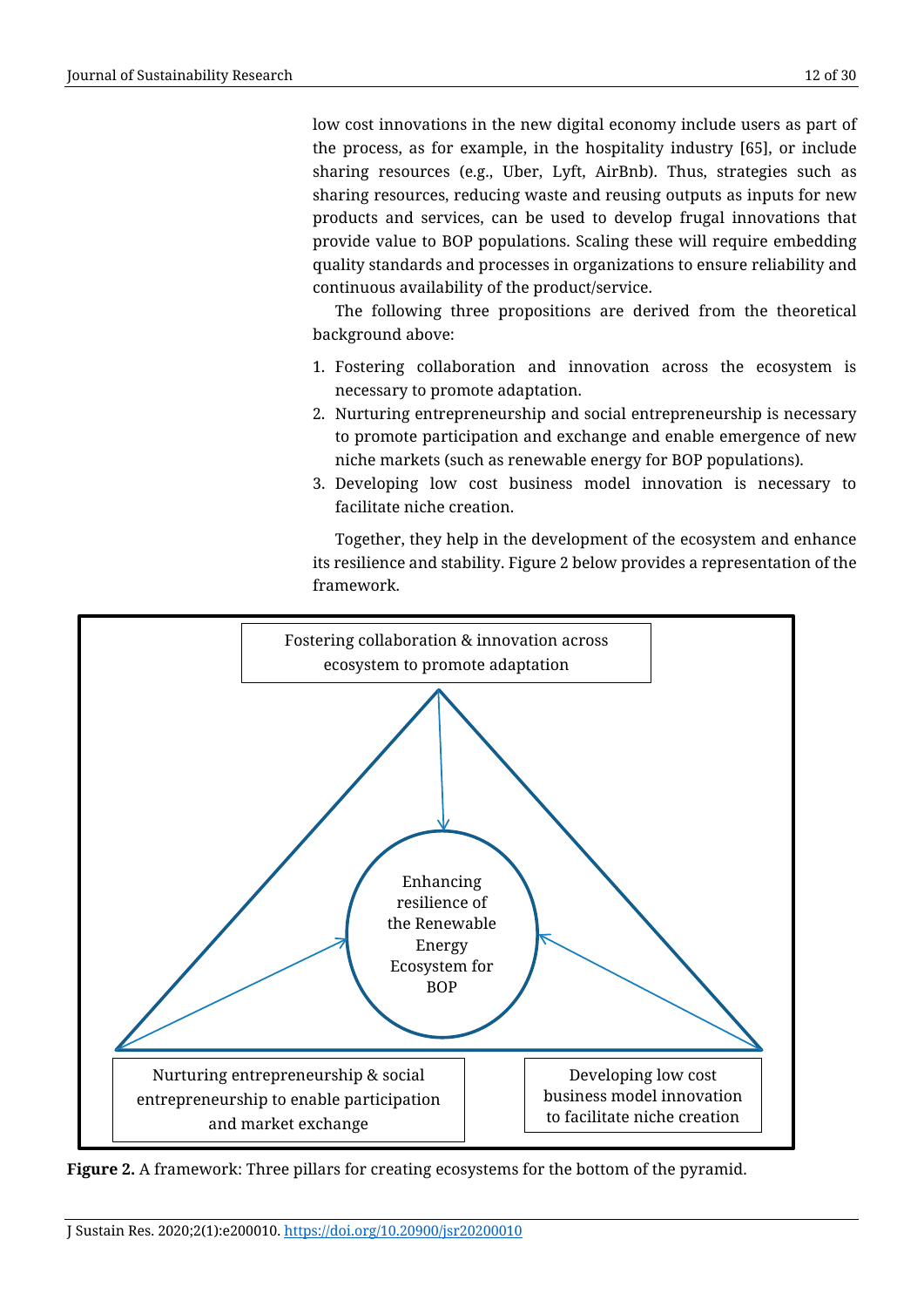low cost innovations in the new digital economy include users as part of the process, as for example, in the hospitality industry [65], or include sharing resources (e.g., Uber, Lyft, AirBnb). Thus, strategies such as sharing resources, reducing waste and reusing outputs as inputs for new products and services, can be used to develop frugal innovations that provide value to BOP populations. Scaling these will require embedding quality standards and processes in organizations to ensure reliability and continuous availability of the product/service.

The following three propositions are derived from the theoretical background above:

1. Fostering collaboration and innovation across the ecosystem is necessary to promote adaptation.
2. Nurturing entrepreneurship and social entrepreneurship is necessary to promote participation and exchange and enable emergence of new niche markets (such as renewable energy for BOP populations).
3. Developing low cost business model innovation is necessary to facilitate niche creation.

Together, they help in the development of the ecosystem and enhance its resilience and stability. Figure 2 below provides a representation of the framework.

Fostering collaboration & innovation across ecosystem to promote adaptation

Enhancing resilience of the Renewable Energy Ecosystem for BOP

Nurturing entrepreneurship & social entrepreneurship to enable participation and market exchange

Developing low cost business model innovation to facilitate niche creation

**Figure 2.** A framework: Three pillars for creating ecosystems for the bottom of the pyramid.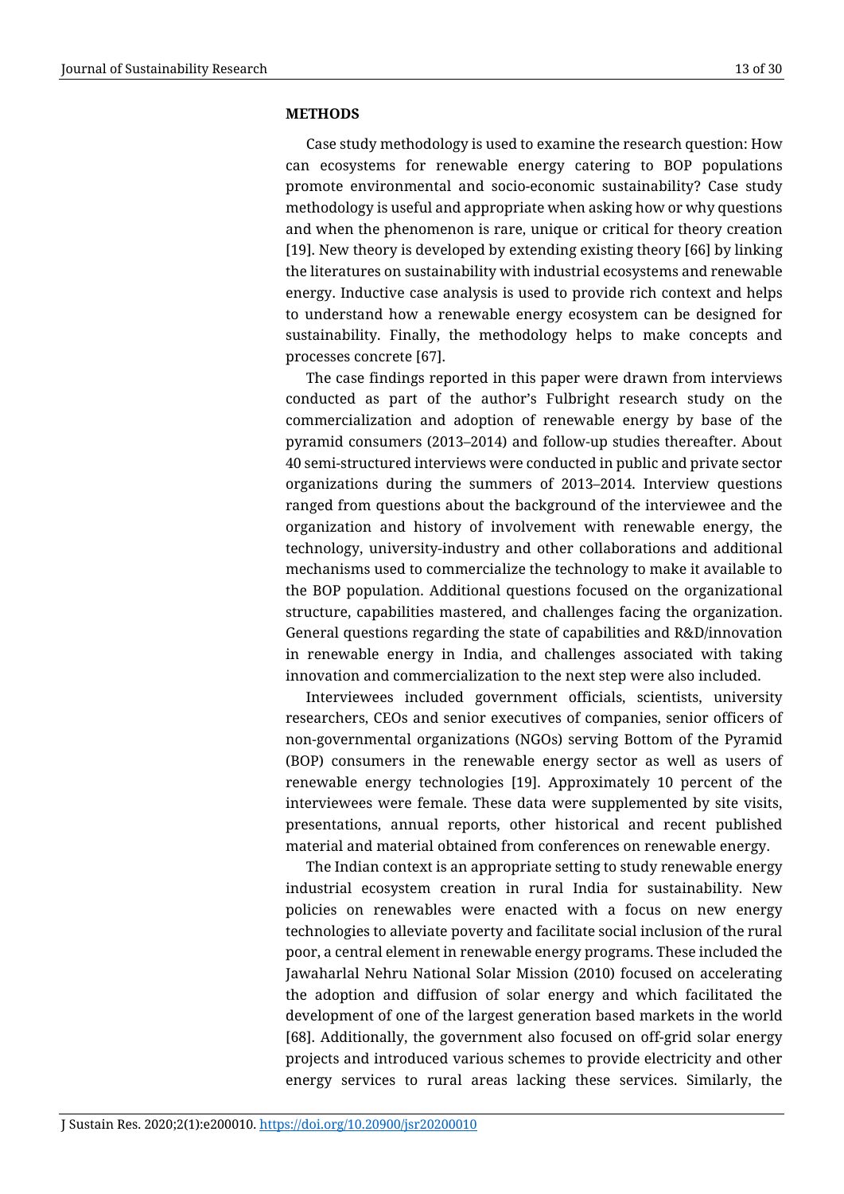## METHODS

Case study methodology is used to examine the research question: How can ecosystems for renewable energy catering to BOP populations promote environmental and socio-economic sustainability? Case study methodology is useful and appropriate when asking how or why questions and when the phenomenon is rare, unique or critical for theory creation [19]. New theory is developed by extending existing theory [66] by linking the literatures on sustainability with industrial ecosystems and renewable energy. Inductive case analysis is used to provide rich context and helps to understand how a renewable energy ecosystem can be designed for sustainability. Finally, the methodology helps to make concepts and processes concrete [67].

The case findings reported in this paper were drawn from interviews conducted as part of the author's Fulbright research study on the commercialization and adoption of renewable energy by base of the pyramid consumers (2013–2014) and follow-up studies thereafter. About 40 semi-structured interviews were conducted in public and private sector organizations during the summers of 2013–2014. Interview questions ranged from questions about the background of the interviewee and the organization and history of involvement with renewable energy, the technology, university-industry and other collaborations and additional mechanisms used to commercialize the technology to make it available to the BOP population. Additional questions focused on the organizational structure, capabilities mastered, and challenges facing the organization. General questions regarding the state of capabilities and R&D/innovation in renewable energy in India, and challenges associated with taking innovation and commercialization to the next step were also included.

Interviewees included government officials, scientists, university researchers, CEOs and senior executives of companies, senior officers of non-governmental organizations (NGOs) serving Bottom of the Pyramid (BOP) consumers in the renewable energy sector as well as users of renewable energy technologies [19]. Approximately 10 percent of the interviewees were female. These data were supplemented by site visits, presentations, annual reports, other historical and recent published material and material obtained from conferences on renewable energy.

The Indian context is an appropriate setting to study renewable energy industrial ecosystem creation in rural India for sustainability. New policies on renewables were enacted with a focus on new energy technologies to alleviate poverty and facilitate social inclusion of the rural poor, a central element in renewable energy programs. These included the Jawaharlal Nehru National Solar Mission (2010) focused on accelerating the adoption and diffusion of solar energy and which facilitated the development of one of the largest generation based markets in the world [68]. Additionally, the government also focused on off-grid solar energy projects and introduced various schemes to provide electricity and other energy services to rural areas lacking these services. Similarly, the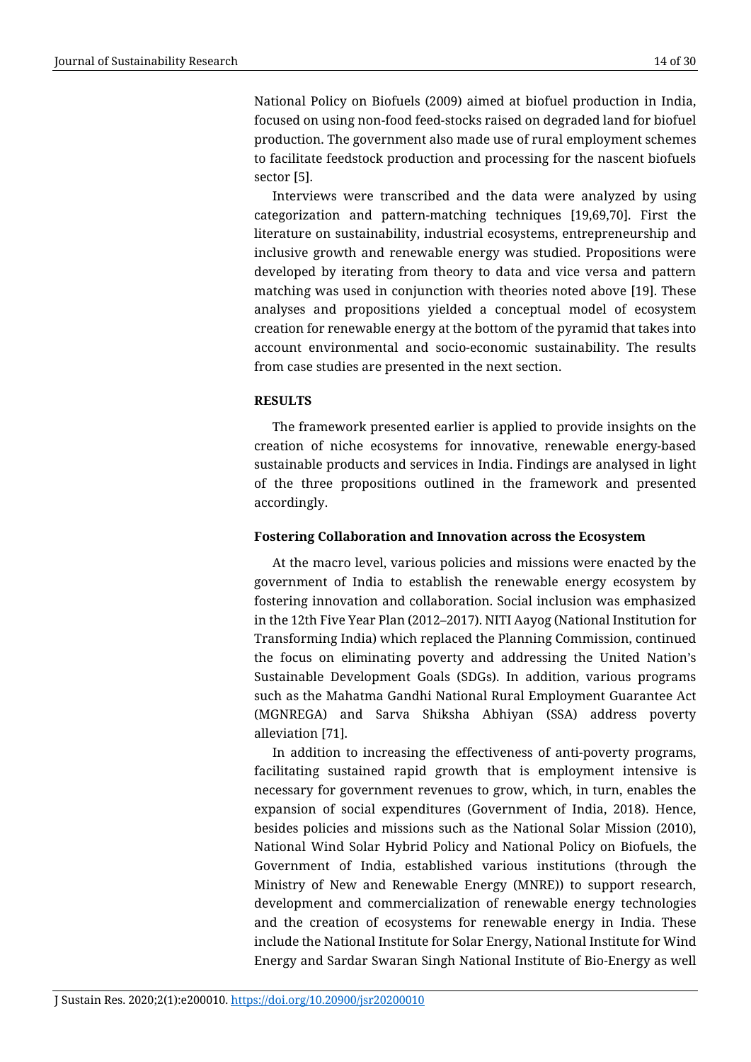National Policy on Biofuels (2009) aimed at biofuel production in India, focused on using non-food feed-stocks raised on degraded land for biofuel production. The government also made use of rural employment schemes to facilitate feedstock production and processing for the nascent biofuels sector [5].

Interviews were transcribed and the data were analyzed by using categorization and pattern-matching techniques [19,69,70]. First the literature on sustainability, industrial ecosystems, entrepreneurship and inclusive growth and renewable energy was studied. Propositions were developed by iterating from theory to data and vice versa and pattern matching was used in conjunction with theories noted above [19]. These analyses and propositions yielded a conceptual model of ecosystem creation for renewable energy at the bottom of the pyramid that takes into account environmental and socio-economic sustainability. The results from case studies are presented in the next section.

## RESULTS

The framework presented earlier is applied to provide insights on the creation of niche ecosystems for innovative, renewable energy-based sustainable products and services in India. Findings are analysed in light of the three propositions outlined in the framework and presented accordingly.

### Fostering Collaboration and Innovation across the Ecosystem

At the macro level, various policies and missions were enacted by the government of India to establish the renewable energy ecosystem by fostering innovation and collaboration. Social inclusion was emphasized in the 12th Five Year Plan (2012–2017). NITI Aayog (National Institution for Transforming India) which replaced the Planning Commission, continued the focus on eliminating poverty and addressing the United Nation's Sustainable Development Goals (SDGs). In addition, various programs such as the Mahatma Gandhi National Rural Employment Guarantee Act (MGNREGA) and Sarva Shiksha Abhiyan (SSA) address poverty alleviation [71].

In addition to increasing the effectiveness of anti-poverty programs, facilitating sustained rapid growth that is employment intensive is necessary for government revenues to grow, which, in turn, enables the expansion of social expenditures (Government of India, 2018). Hence, besides policies and missions such as the National Solar Mission (2010), National Wind Solar Hybrid Policy and National Policy on Biofuels, the Government of India, established various institutions (through the Ministry of New and Renewable Energy (MNRE)) to support research, development and commercialization of renewable energy technologies and the creation of ecosystems for renewable energy in India. These include the National Institute for Solar Energy, National Institute for Wind Energy and Sardar Swaran Singh National Institute of Bio-Energy as well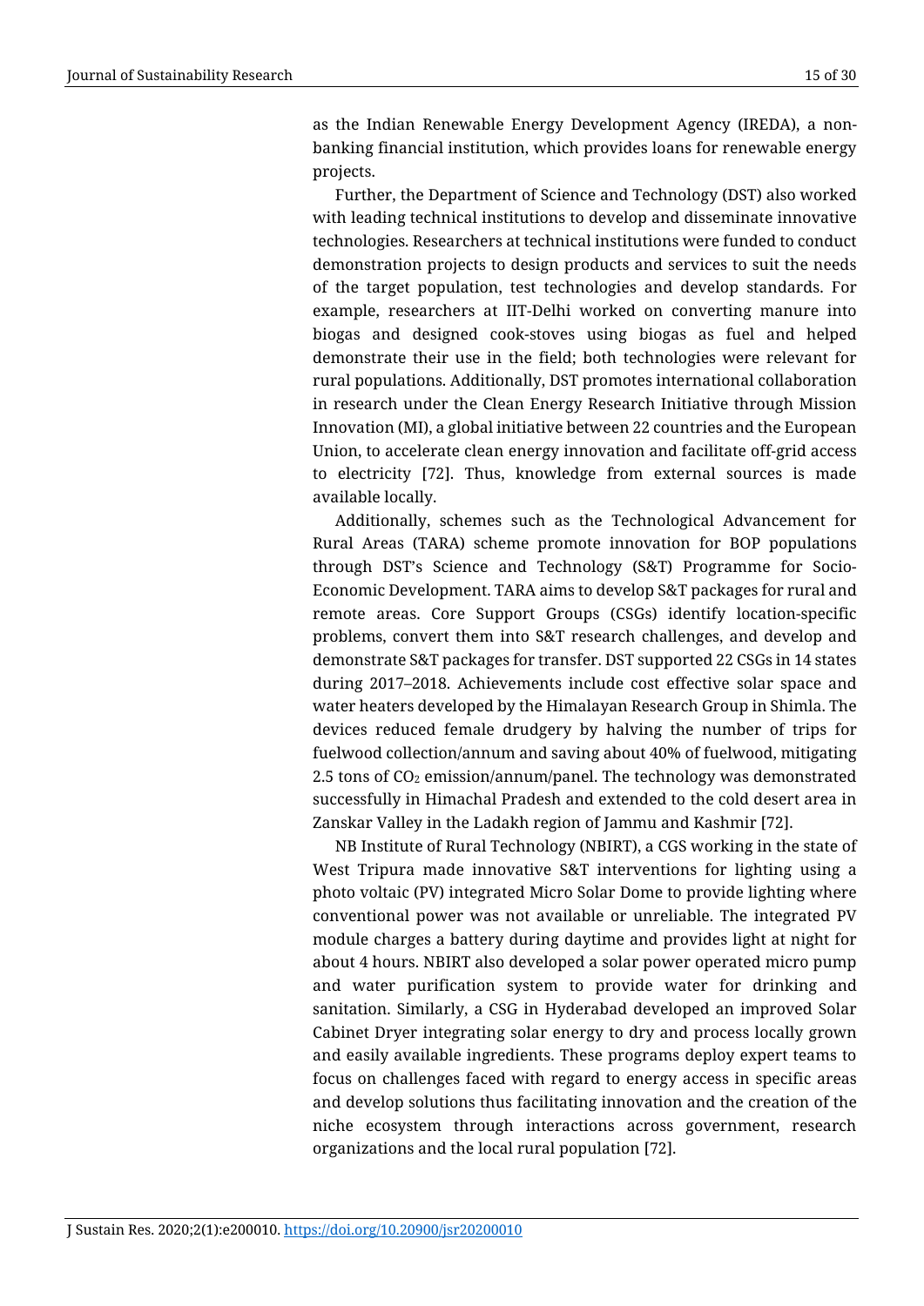as the Indian Renewable Energy Development Agency (IREDA), a non-banking financial institution, which provides loans for renewable energy projects.

Further, the Department of Science and Technology (DST) also worked with leading technical institutions to develop and disseminate innovative technologies. Researchers at technical institutions were funded to conduct demonstration projects to design products and services to suit the needs of the target population, test technologies and develop standards. For example, researchers at IIT-Delhi worked on converting manure into biogas and designed cook-stoves using biogas as fuel and helped demonstrate their use in the field; both technologies were relevant for rural populations. Additionally, DST promotes international collaboration in research under the Clean Energy Research Initiative through Mission Innovation (MI), a global initiative between 22 countries and the European Union, to accelerate clean energy innovation and facilitate off-grid access to electricity [72]. Thus, knowledge from external sources is made available locally.

Additionally, schemes such as the Technological Advancement for Rural Areas (TARA) scheme promote innovation for BOP populations through DST's Science and Technology (S&T) Programme for Socio-Economic Development. TARA aims to develop S&T packages for rural and remote areas. Core Support Groups (CSGs) identify location-specific problems, convert them into S&T research challenges, and develop and demonstrate S&T packages for transfer. DST supported 22 CSGs in 14 states during 2017–2018. Achievements include cost effective solar space and water heaters developed by the Himalayan Research Group in Shimla. The devices reduced female drudgery by halving the number of trips for fuelwood collection/annum and saving about 40% of fuelwood, mitigating 2.5 tons of $CO_2$ emission/annum/panel. The technology was demonstrated successfully in Himachal Pradesh and extended to the cold desert area in Zanskar Valley in the Ladakh region of Jammu and Kashmir [72].

NB Institute of Rural Technology (NBIRT), a CGS working in the state of West Tripura made innovative S&T interventions for lighting using a photo voltaic (PV) integrated Micro Solar Dome to provide lighting where conventional power was not available or unreliable. The integrated PV module charges a battery during daytime and provides light at night for about 4 hours. NBIRT also developed a solar power operated micro pump and water purification system to provide water for drinking and sanitation. Similarly, a CSG in Hyderabad developed an improved Solar Cabinet Dryer integrating solar energy to dry and process locally grown and easily available ingredients. These programs deploy expert teams to focus on challenges faced with regard to energy access in specific areas and develop solutions thus facilitating innovation and the creation of the niche ecosystem through interactions across government, research organizations and the local rural population [72].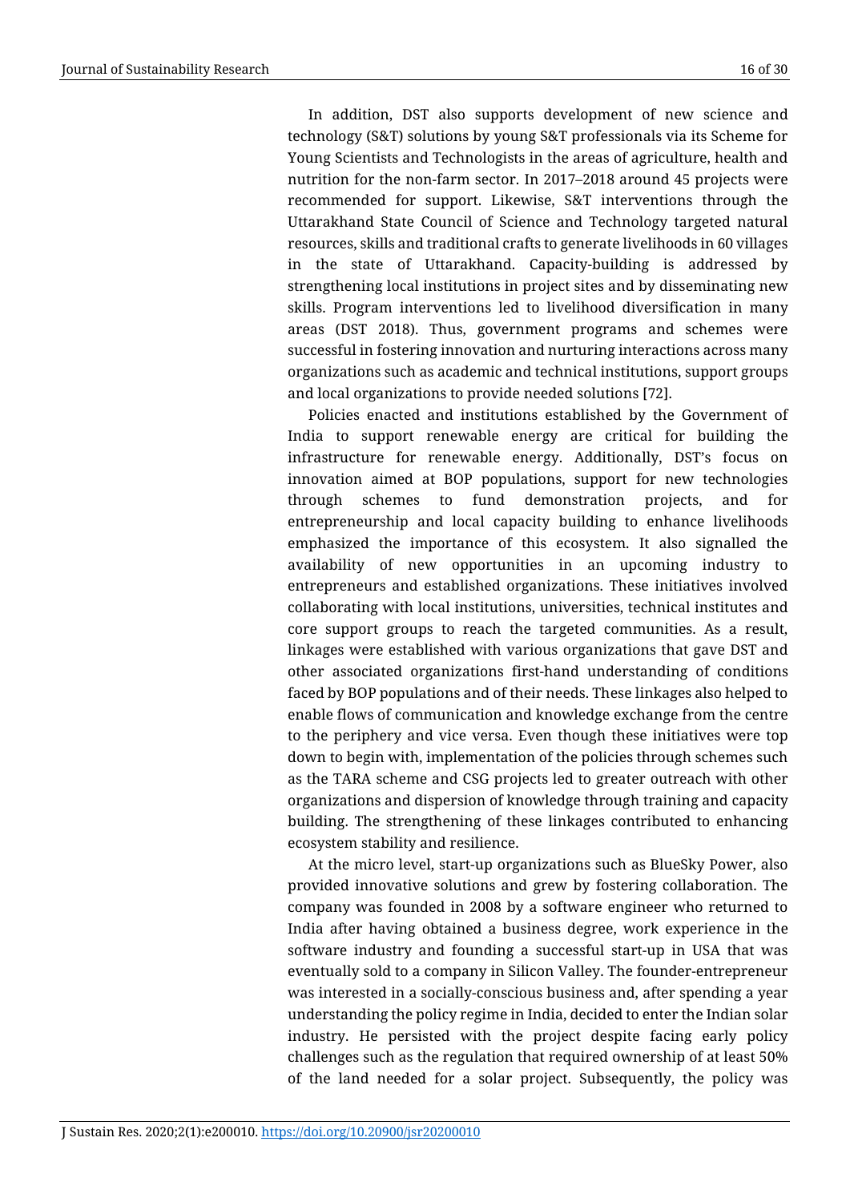In addition, DST also supports development of new science and technology (S&T) solutions by young S&T professionals via its Scheme for Young Scientists and Technologists in the areas of agriculture, health and nutrition for the non-farm sector. In 2017–2018 around 45 projects were recommended for support. Likewise, S&T interventions through the Uttarakhand State Council of Science and Technology targeted natural resources, skills and traditional crafts to generate livelihoods in 60 villages in the state of Uttarakhand. Capacity-building is addressed by strengthening local institutions in project sites and by disseminating new skills. Program interventions led to livelihood diversification in many areas (DST 2018). Thus, government programs and schemes were successful in fostering innovation and nurturing interactions across many organizations such as academic and technical institutions, support groups and local organizations to provide needed solutions [72].

Policies enacted and institutions established by the Government of India to support renewable energy are critical for building the infrastructure for renewable energy. Additionally, DST's focus on innovation aimed at BOP populations, support for new technologies through schemes to fund demonstration projects, and for entrepreneurship and local capacity building to enhance livelihoods emphasized the importance of this ecosystem. It also signalled the availability of new opportunities in an upcoming industry to entrepreneurs and established organizations. These initiatives involved collaborating with local institutions, universities, technical institutes and core support groups to reach the targeted communities. As a result, linkages were established with various organizations that gave DST and other associated organizations first-hand understanding of conditions faced by BOP populations and of their needs. These linkages also helped to enable flows of communication and knowledge exchange from the centre to the periphery and vice versa. Even though these initiatives were top down to begin with, implementation of the policies through schemes such as the TARA scheme and CSG projects led to greater outreach with other organizations and dispersion of knowledge through training and capacity building. The strengthening of these linkages contributed to enhancing ecosystem stability and resilience.

At the micro level, start-up organizations such as BlueSky Power, also provided innovative solutions and grew by fostering collaboration. The company was founded in 2008 by a software engineer who returned to India after having obtained a business degree, work experience in the software industry and founding a successful start-up in USA that was eventually sold to a company in Silicon Valley. The founder-entrepreneur was interested in a socially-conscious business and, after spending a year understanding the policy regime in India, decided to enter the Indian solar industry. He persisted with the project despite facing early policy challenges such as the regulation that required ownership of at least 50% of the land needed for a solar project. Subsequently, the policy was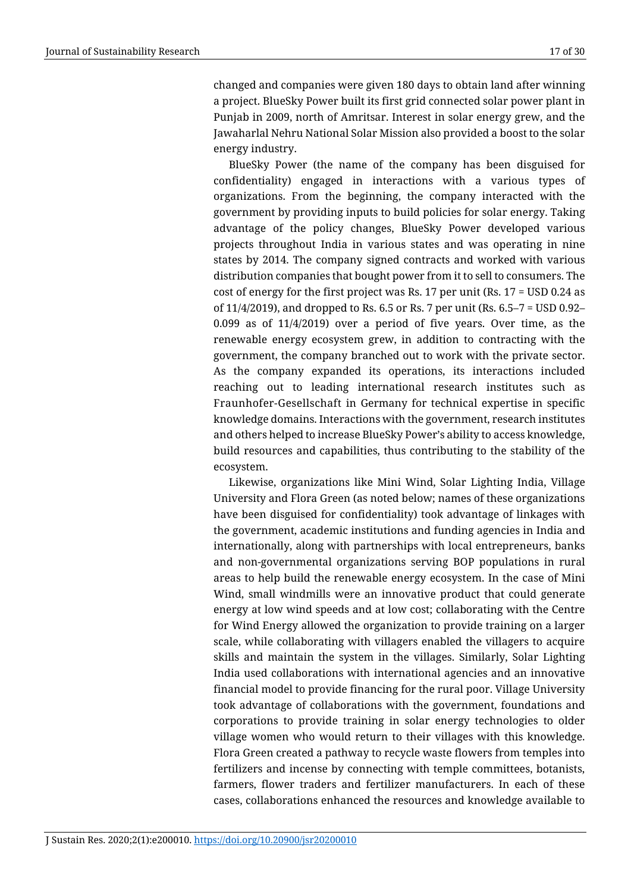changed and companies were given 180 days to obtain land after winning a project. BlueSky Power built its first grid connected solar power plant in Punjab in 2009, north of Amritsar. Interest in solar energy grew, and the Jawaharlal Nehru National Solar Mission also provided a boost to the solar energy industry.

BlueSky Power (the name of the company has been disguised for confidentiality) engaged in interactions with a various types of organizations. From the beginning, the company interacted with the government by providing inputs to build policies for solar energy. Taking advantage of the policy changes, BlueSky Power developed various projects throughout India in various states and was operating in nine states by 2014. The company signed contracts and worked with various distribution companies that bought power from it to sell to consumers. The cost of energy for the first project was Rs. 17 per unit (Rs. 17 = USD 0.24 as of 11/4/2019), and dropped to Rs. 6.5 or Rs. 7 per unit (Rs. 6.5–7 = USD 0.92–0.099 as of 11/4/2019) over a period of five years. Over time, as the renewable energy ecosystem grew, in addition to contracting with the government, the company branched out to work with the private sector. As the company expanded its operations, its interactions included reaching out to leading international research institutes such as Fraunhofer-Gesellschaft in Germany for technical expertise in specific knowledge domains. Interactions with the government, research institutes and others helped to increase BlueSky Power's ability to access knowledge, build resources and capabilities, thus contributing to the stability of the ecosystem.

Likewise, organizations like Mini Wind, Solar Lighting India, Village University and Flora Green (as noted below; names of these organizations have been disguised for confidentiality) took advantage of linkages with the government, academic institutions and funding agencies in India and internationally, along with partnerships with local entrepreneurs, banks and non-governmental organizations serving BOP populations in rural areas to help build the renewable energy ecosystem. In the case of Mini Wind, small windmills were an innovative product that could generate energy at low wind speeds and at low cost; collaborating with the Centre for Wind Energy allowed the organization to provide training on a larger scale, while collaborating with villagers enabled the villagers to acquire skills and maintain the system in the villages. Similarly, Solar Lighting India used collaborations with international agencies and an innovative financial model to provide financing for the rural poor. Village University took advantage of collaborations with the government, foundations and corporations to provide training in solar energy technologies to older village women who would return to their villages with this knowledge. Flora Green created a pathway to recycle waste flowers from temples into fertilizers and incense by connecting with temple committees, botanists, farmers, flower traders and fertilizer manufacturers. In each of these cases, collaborations enhanced the resources and knowledge available to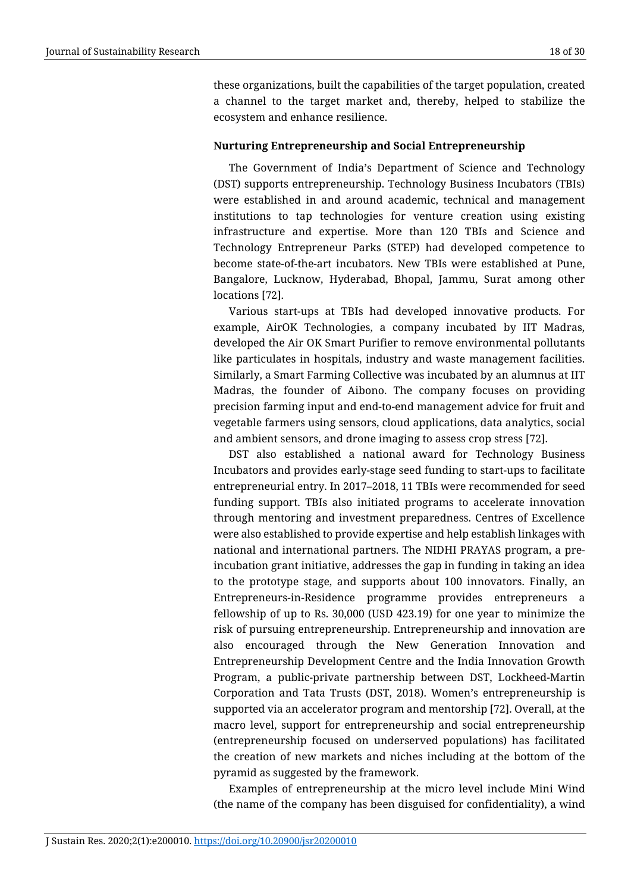these organizations, built the capabilities of the target population, created a channel to the target market and, thereby, helped to stabilize the ecosystem and enhance resilience.

**Nurturing Entrepreneurship and Social Entrepreneurship**

The Government of India's Department of Science and Technology (DST) supports entrepreneurship. Technology Business Incubators (TBIs) were established in and around academic, technical and management institutions to tap technologies for venture creation using existing infrastructure and expertise. More than 120 TBIs and Science and Technology Entrepreneur Parks (STEP) had developed competence to become state-of-the-art incubators. New TBIs were established at Pune, Bangalore, Lucknow, Hyderabad, Bhopal, Jammu, Surat among other locations [72].

Various start-ups at TBIs had developed innovative products. For example, AirOK Technologies, a company incubated by IIT Madras, developed the Air OK Smart Purifier to remove environmental pollutants like particulates in hospitals, industry and waste management facilities. Similarly, a Smart Farming Collective was incubated by an alumnus at IIT Madras, the founder of Aibono. The company focuses on providing precision farming input and end-to-end management advice for fruit and vegetable farmers using sensors, cloud applications, data analytics, social and ambient sensors, and drone imaging to assess crop stress [72].

DST also established a national award for Technology Business Incubators and provides early-stage seed funding to start-ups to facilitate entrepreneurial entry. In 2017–2018, 11 TBIs were recommended for seed funding support. TBIs also initiated programs to accelerate innovation through mentoring and investment preparedness. Centres of Excellence were also established to provide expertise and help establish linkages with national and international partners. The NIDHI PRAYAS program, a pre-incubation grant initiative, addresses the gap in funding in taking an idea to the prototype stage, and supports about 100 innovators. Finally, an Entrepreneurs-in-Residence programme provides entrepreneurs a fellowship of up to Rs. 30,000 (USD 423.19) for one year to minimize the risk of pursuing entrepreneurship. Entrepreneurship and innovation are also encouraged through the New Generation Innovation and Entrepreneurship Development Centre and the India Innovation Growth Program, a public-private partnership between DST, Lockheed-Martin Corporation and Tata Trusts (DST, 2018). Women's entrepreneurship is supported via an accelerator program and mentorship [72]. Overall, at the macro level, support for entrepreneurship and social entrepreneurship (entrepreneurship focused on underserved populations) has facilitated the creation of new markets and niches including at the bottom of the pyramid as suggested by the framework.

Examples of entrepreneurship at the micro level include Mini Wind (the name of the company has been disguised for confidentiality), a wind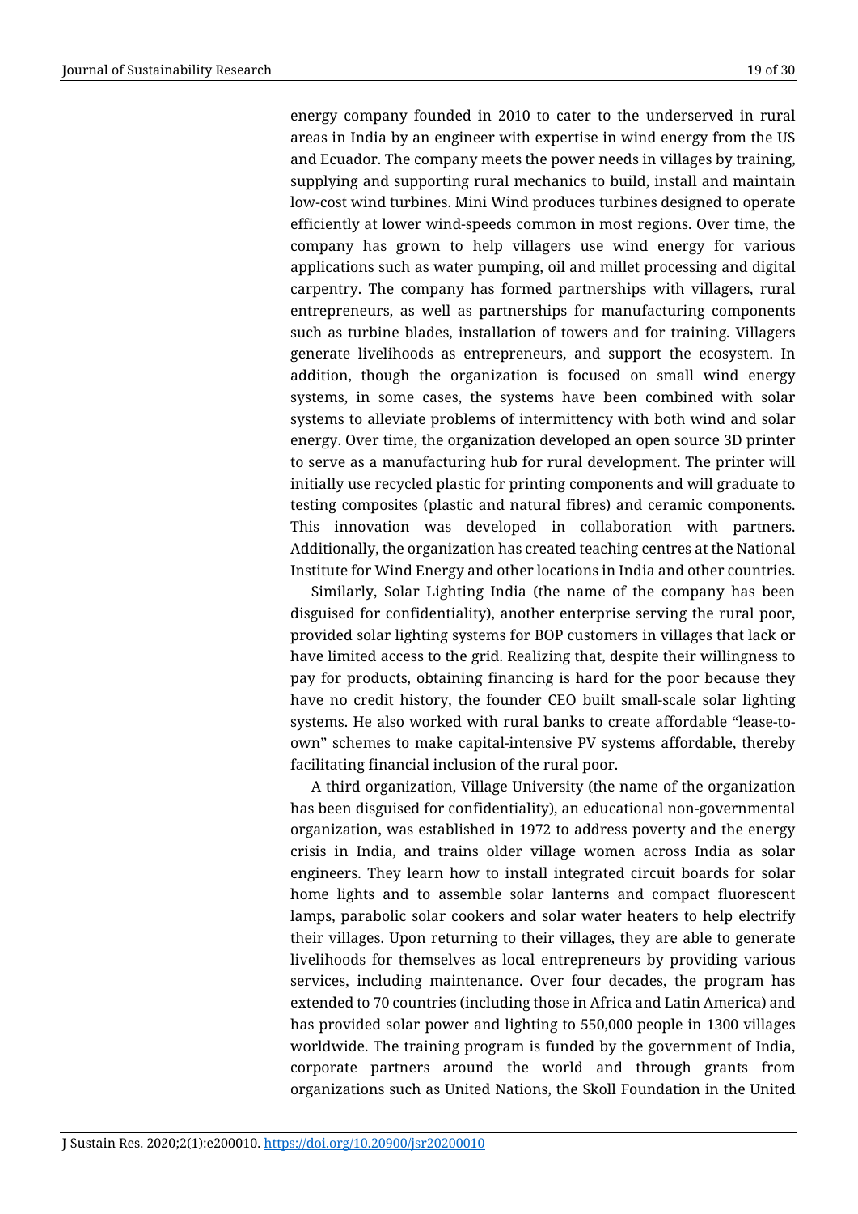energy company founded in 2010 to cater to the underserved in rural areas in India by an engineer with expertise in wind energy from the US and Ecuador. The company meets the power needs in villages by training, supplying and supporting rural mechanics to build, install and maintain low-cost wind turbines. Mini Wind produces turbines designed to operate efficiently at lower wind-speeds common in most regions. Over time, the company has grown to help villagers use wind energy for various applications such as water pumping, oil and millet processing and digital carpentry. The company has formed partnerships with villagers, rural entrepreneurs, as well as partnerships for manufacturing components such as turbine blades, installation of towers and for training. Villagers generate livelihoods as entrepreneurs, and support the ecosystem. In addition, though the organization is focused on small wind energy systems, in some cases, the systems have been combined with solar systems to alleviate problems of intermittency with both wind and solar energy. Over time, the organization developed an open source 3D printer to serve as a manufacturing hub for rural development. The printer will initially use recycled plastic for printing components and will graduate to testing composites (plastic and natural fibres) and ceramic components. This innovation was developed in collaboration with partners. Additionally, the organization has created teaching centres at the National Institute for Wind Energy and other locations in India and other countries.

Similarly, Solar Lighting India (the name of the company has been disguised for confidentiality), another enterprise serving the rural poor, provided solar lighting systems for BOP customers in villages that lack or have limited access to the grid. Realizing that, despite their willingness to pay for products, obtaining financing is hard for the poor because they have no credit history, the founder CEO built small-scale solar lighting systems. He also worked with rural banks to create affordable "lease-to-own" schemes to make capital-intensive PV systems affordable, thereby facilitating financial inclusion of the rural poor.

A third organization, Village University (the name of the organization has been disguised for confidentiality), an educational non-governmental organization, was established in 1972 to address poverty and the energy crisis in India, and trains older village women across India as solar engineers. They learn how to install integrated circuit boards for solar home lights and to assemble solar lanterns and compact fluorescent lamps, parabolic solar cookers and solar water heaters to help electrify their villages. Upon returning to their villages, they are able to generate livelihoods for themselves as local entrepreneurs by providing various services, including maintenance. Over four decades, the program has extended to 70 countries (including those in Africa and Latin America) and has provided solar power and lighting to 550,000 people in 1300 villages worldwide. The training program is funded by the government of India, corporate partners around the world and through grants from organizations such as United Nations, the Skoll Foundation in the United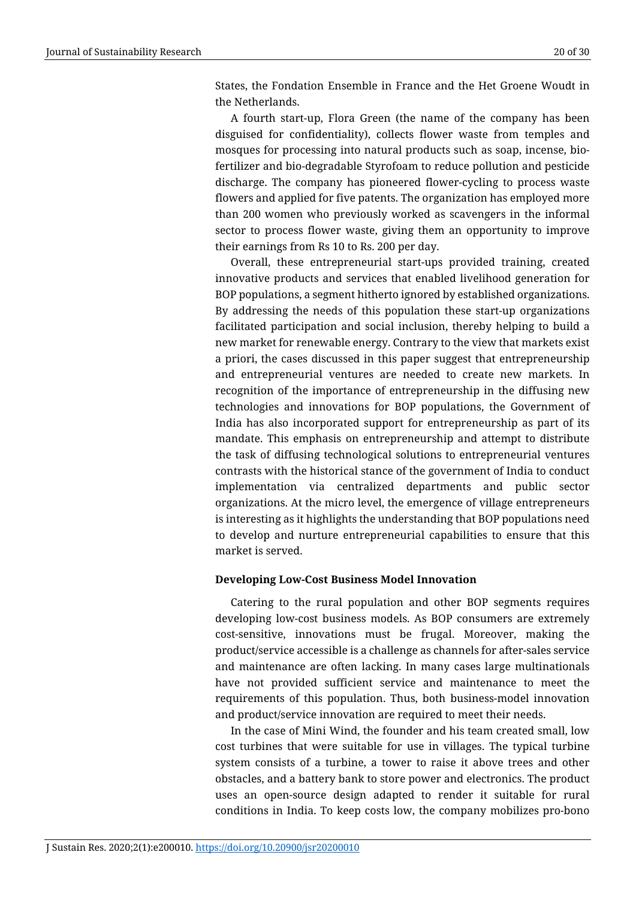States, the Fondation Ensemble in France and the Het Groene Woudt in the Netherlands.

A fourth start-up, Flora Green (the name of the company has been disguised for confidentiality), collects flower waste from temples and mosques for processing into natural products such as soap, incense, bio-fertilizer and bio-degradable Styrofoam to reduce pollution and pesticide discharge. The company has pioneered flower-cycling to process waste flowers and applied for five patents. The organization has employed more than 200 women who previously worked as scavengers in the informal sector to process flower waste, giving them an opportunity to improve their earnings from Rs 10 to Rs. 200 per day.

Overall, these entrepreneurial start-ups provided training, created innovative products and services that enabled livelihood generation for BOP populations, a segment hitherto ignored by established organizations. By addressing the needs of this population these start-up organizations facilitated participation and social inclusion, thereby helping to build a new market for renewable energy. Contrary to the view that markets exist a priori, the cases discussed in this paper suggest that entrepreneurship and entrepreneurial ventures are needed to create new markets. In recognition of the importance of entrepreneurship in the diffusing new technologies and innovations for BOP populations, the Government of India has also incorporated support for entrepreneurship as part of its mandate. This emphasis on entrepreneurship and attempt to distribute the task of diffusing technological solutions to entrepreneurial ventures contrasts with the historical stance of the government of India to conduct implementation via centralized departments and public sector organizations. At the micro level, the emergence of village entrepreneurs is interesting as it highlights the understanding that BOP populations need to develop and nurture entrepreneurial capabilities to ensure that this market is served.

### Developing Low-Cost Business Model Innovation

Catering to the rural population and other BOP segments requires developing low-cost business models. As BOP consumers are extremely cost-sensitive, innovations must be frugal. Moreover, making the product/service accessible is a challenge as channels for after-sales service and maintenance are often lacking. In many cases large multinationals have not provided sufficient service and maintenance to meet the requirements of this population. Thus, both business-model innovation and product/service innovation are required to meet their needs.

In the case of Mini Wind, the founder and his team created small, low cost turbines that were suitable for use in villages. The typical turbine system consists of a turbine, a tower to raise it above trees and other obstacles, and a battery bank to store power and electronics. The product uses an open-source design adapted to render it suitable for rural conditions in India. To keep costs low, the company mobilizes pro-bono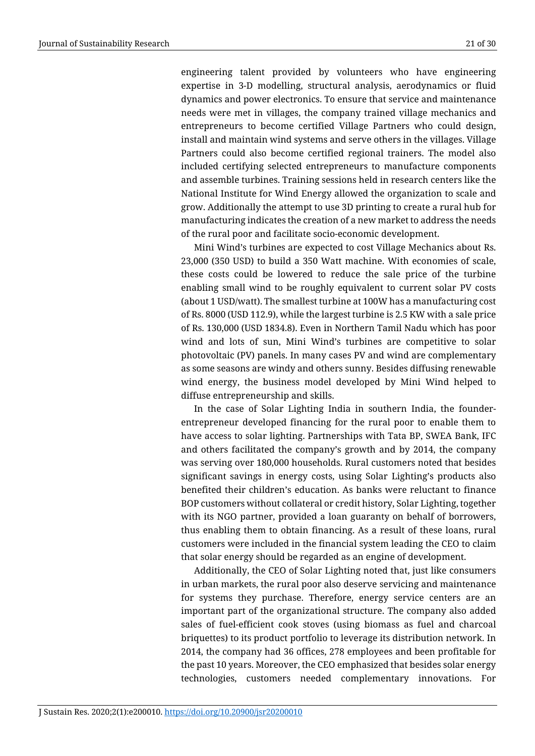engineering talent provided by volunteers who have engineering expertise in 3-D modelling, structural analysis, aerodynamics or fluid dynamics and power electronics. To ensure that service and maintenance needs were met in villages, the company trained village mechanics and entrepreneurs to become certified Village Partners who could design, install and maintain wind systems and serve others in the villages. Village Partners could also become certified regional trainers. The model also included certifying selected entrepreneurs to manufacture components and assemble turbines. Training sessions held in research centers like the National Institute for Wind Energy allowed the organization to scale and grow. Additionally the attempt to use 3D printing to create a rural hub for manufacturing indicates the creation of a new market to address the needs of the rural poor and facilitate socio-economic development.

Mini Wind's turbines are expected to cost Village Mechanics about Rs. 23,000 (350 USD) to build a 350 Watt machine. With economies of scale, these costs could be lowered to reduce the sale price of the turbine enabling small wind to be roughly equivalent to current solar PV costs (about 1 USD/watt). The smallest turbine at 100W has a manufacturing cost of Rs. 8000 (USD 112.9), while the largest turbine is 2.5 KW with a sale price of Rs. 130,000 (USD 1834.8). Even in Northern Tamil Nadu which has poor wind and lots of sun, Mini Wind's turbines are competitive to solar photovoltaic (PV) panels. In many cases PV and wind are complementary as some seasons are windy and others sunny. Besides diffusing renewable wind energy, the business model developed by Mini Wind helped to diffuse entrepreneurship and skills.

In the case of Solar Lighting India in southern India, the founder-entrepreneur developed financing for the rural poor to enable them to have access to solar lighting. Partnerships with Tata BP, SWEA Bank, IFC and others facilitated the company's growth and by 2014, the company was serving over 180,000 households. Rural customers noted that besides significant savings in energy costs, using Solar Lighting's products also benefited their children's education. As banks were reluctant to finance BOP customers without collateral or credit history, Solar Lighting, together with its NGO partner, provided a loan guaranty on behalf of borrowers, thus enabling them to obtain financing. As a result of these loans, rural customers were included in the financial system leading the CEO to claim that solar energy should be regarded as an engine of development.

Additionally, the CEO of Solar Lighting noted that, just like consumers in urban markets, the rural poor also deserve servicing and maintenance for systems they purchase. Therefore, energy service centers are an important part of the organizational structure. The company also added sales of fuel-efficient cook stoves (using biomass as fuel and charcoal briquettes) to its product portfolio to leverage its distribution network. In 2014, the company had 36 offices, 278 employees and been profitable for the past 10 years. Moreover, the CEO emphasized that besides solar energy technologies, customers needed complementary innovations. For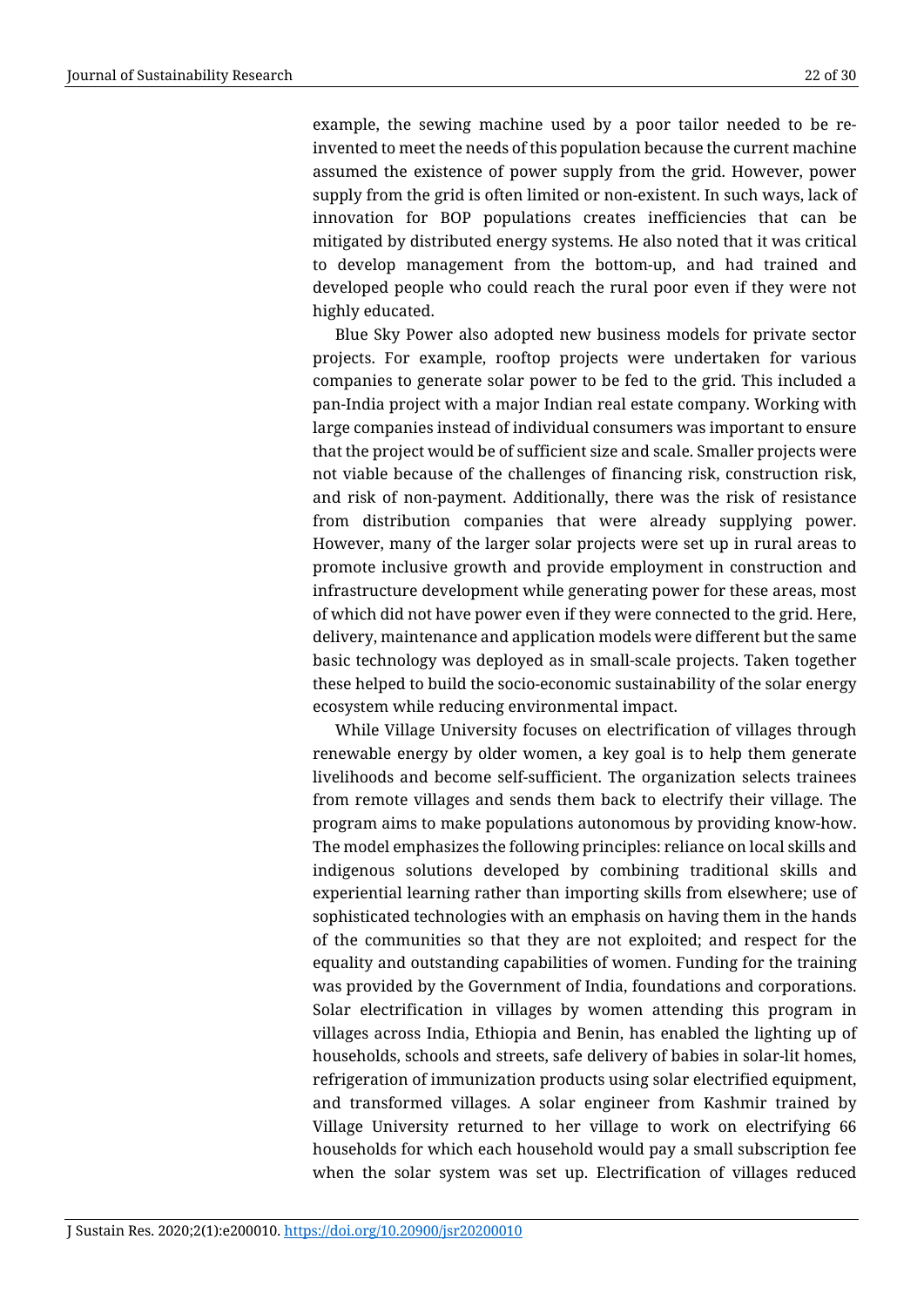example, the sewing machine used by a poor tailor needed to be re-invented to meet the needs of this population because the current machine assumed the existence of power supply from the grid. However, power supply from the grid is often limited or non-existent. In such ways, lack of innovation for BOP populations creates inefficiencies that can be mitigated by distributed energy systems. He also noted that it was critical to develop management from the bottom-up, and had trained and developed people who could reach the rural poor even if they were not highly educated.

Blue Sky Power also adopted new business models for private sector projects. For example, rooftop projects were undertaken for various companies to generate solar power to be fed to the grid. This included a pan-India project with a major Indian real estate company. Working with large companies instead of individual consumers was important to ensure that the project would be of sufficient size and scale. Smaller projects were not viable because of the challenges of financing risk, construction risk, and risk of non-payment. Additionally, there was the risk of resistance from distribution companies that were already supplying power. However, many of the larger solar projects were set up in rural areas to promote inclusive growth and provide employment in construction and infrastructure development while generating power for these areas, most of which did not have power even if they were connected to the grid. Here, delivery, maintenance and application models were different but the same basic technology was deployed as in small-scale projects. Taken together these helped to build the socio-economic sustainability of the solar energy ecosystem while reducing environmental impact.

While Village University focuses on electrification of villages through renewable energy by older women, a key goal is to help them generate livelihoods and become self-sufficient. The organization selects trainees from remote villages and sends them back to electrify their village. The program aims to make populations autonomous by providing know-how. The model emphasizes the following principles: reliance on local skills and indigenous solutions developed by combining traditional skills and experiential learning rather than importing skills from elsewhere; use of sophisticated technologies with an emphasis on having them in the hands of the communities so that they are not exploited; and respect for the equality and outstanding capabilities of women. Funding for the training was provided by the Government of India, foundations and corporations. Solar electrification in villages by women attending this program in villages across India, Ethiopia and Benin, has enabled the lighting up of households, schools and streets, safe delivery of babies in solar-lit homes, refrigeration of immunization products using solar electrified equipment, and transformed villages. A solar engineer from Kashmir trained by Village University returned to her village to work on electrifying 66 households for which each household would pay a small subscription fee when the solar system was set up. Electrification of villages reduced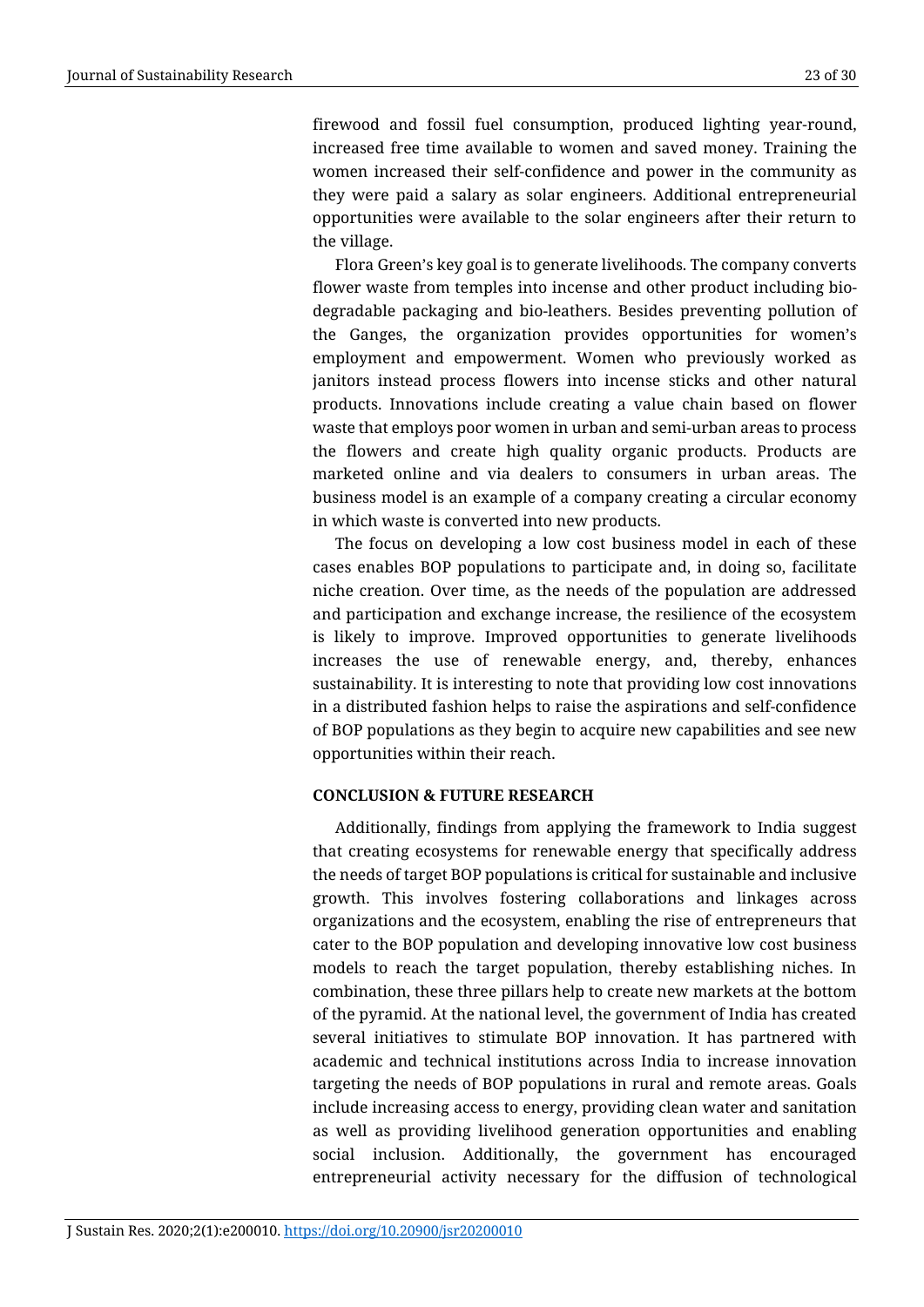firewood and fossil fuel consumption, produced lighting year-round, increased free time available to women and saved money. Training the women increased their self-confidence and power in the community as they were paid a salary as solar engineers. Additional entrepreneurial opportunities were available to the solar engineers after their return to the village.

Flora Green's key goal is to generate livelihoods. The company converts flower waste from temples into incense and other product including bio-degradable packaging and bio-leathers. Besides preventing pollution of the Ganges, the organization provides opportunities for women's employment and empowerment. Women who previously worked as janitors instead process flowers into incense sticks and other natural products. Innovations include creating a value chain based on flower waste that employs poor women in urban and semi-urban areas to process the flowers and create high quality organic products. Products are marketed online and via dealers to consumers in urban areas. The business model is an example of a company creating a circular economy in which waste is converted into new products.

The focus on developing a low cost business model in each of these cases enables BOP populations to participate and, in doing so, facilitate niche creation. Over time, as the needs of the population are addressed and participation and exchange increase, the resilience of the ecosystem is likely to improve. Improved opportunities to generate livelihoods increases the use of renewable energy, and, thereby, enhances sustainability. It is interesting to note that providing low cost innovations in a distributed fashion helps to raise the aspirations and self-confidence of BOP populations as they begin to acquire new capabilities and see new opportunities within their reach.

## CONCLUSION & FUTURE RESEARCH

Additionally, findings from applying the framework to India suggest that creating ecosystems for renewable energy that specifically address the needs of target BOP populations is critical for sustainable and inclusive growth. This involves fostering collaborations and linkages across organizations and the ecosystem, enabling the rise of entrepreneurs that cater to the BOP population and developing innovative low cost business models to reach the target population, thereby establishing niches. In combination, these three pillars help to create new markets at the bottom of the pyramid. At the national level, the government of India has created several initiatives to stimulate BOP innovation. It has partnered with academic and technical institutions across India to increase innovation targeting the needs of BOP populations in rural and remote areas. Goals include increasing access to energy, providing clean water and sanitation as well as providing livelihood generation opportunities and enabling social inclusion. Additionally, the government has encouraged entrepreneurial activity necessary for the diffusion of technological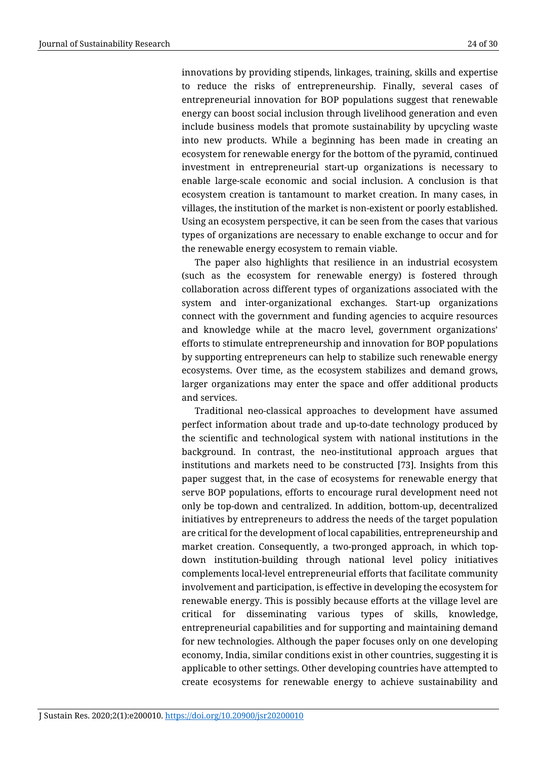innovations by providing stipends, linkages, training, skills and expertise to reduce the risks of entrepreneurship. Finally, several cases of entrepreneurial innovation for BOP populations suggest that renewable energy can boost social inclusion through livelihood generation and even include business models that promote sustainability by upcycling waste into new products. While a beginning has been made in creating an ecosystem for renewable energy for the bottom of the pyramid, continued investment in entrepreneurial start-up organizations is necessary to enable large-scale economic and social inclusion. A conclusion is that ecosystem creation is tantamount to market creation. In many cases, in villages, the institution of the market is non-existent or poorly established. Using an ecosystem perspective, it can be seen from the cases that various types of organizations are necessary to enable exchange to occur and for the renewable energy ecosystem to remain viable.

The paper also highlights that resilience in an industrial ecosystem (such as the ecosystem for renewable energy) is fostered through collaboration across different types of organizations associated with the system and inter-organizational exchanges. Start-up organizations connect with the government and funding agencies to acquire resources and knowledge while at the macro level, government organizations' efforts to stimulate entrepreneurship and innovation for BOP populations by supporting entrepreneurs can help to stabilize such renewable energy ecosystems. Over time, as the ecosystem stabilizes and demand grows, larger organizations may enter the space and offer additional products and services.

Traditional neo-classical approaches to development have assumed perfect information about trade and up-to-date technology produced by the scientific and technological system with national institutions in the background. In contrast, the neo-institutional approach argues that institutions and markets need to be constructed [73]. Insights from this paper suggest that, in the case of ecosystems for renewable energy that serve BOP populations, efforts to encourage rural development need not only be top-down and centralized. In addition, bottom-up, decentralized initiatives by entrepreneurs to address the needs of the target population are critical for the development of local capabilities, entrepreneurship and market creation. Consequently, a two-pronged approach, in which top-down institution-building through national level policy initiatives complements local-level entrepreneurial efforts that facilitate community involvement and participation, is effective in developing the ecosystem for renewable energy. This is possibly because efforts at the village level are critical for disseminating various types of skills, knowledge, entrepreneurial capabilities and for supporting and maintaining demand for new technologies. Although the paper focuses only on one developing economy, India, similar conditions exist in other countries, suggesting it is applicable to other settings. Other developing countries have attempted to create ecosystems for renewable energy to achieve sustainability and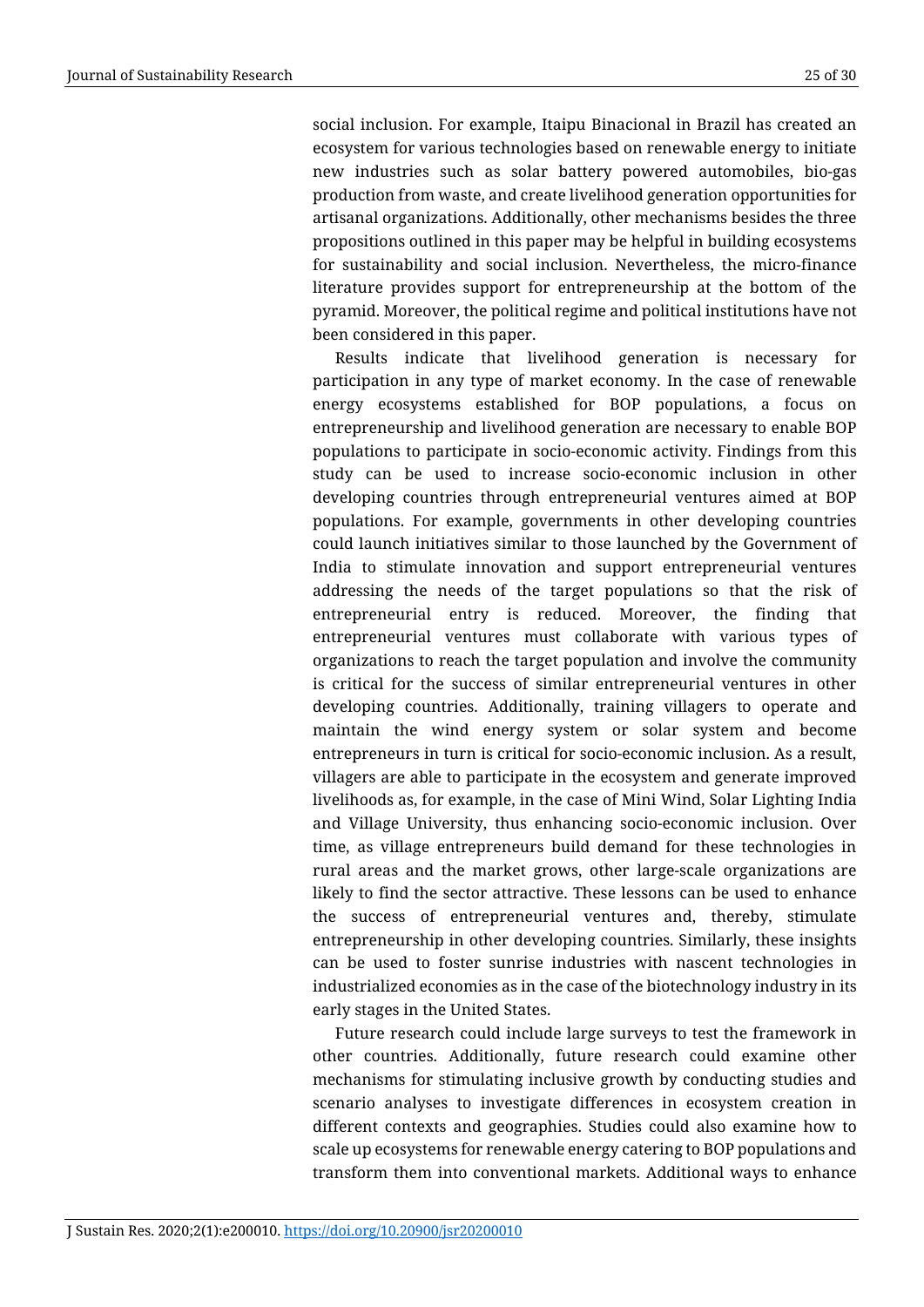social inclusion. For example, Itaipu Binacional in Brazil has created an ecosystem for various technologies based on renewable energy to initiate new industries such as solar battery powered automobiles, bio-gas production from waste, and create livelihood generation opportunities for artisanal organizations. Additionally, other mechanisms besides the three propositions outlined in this paper may be helpful in building ecosystems for sustainability and social inclusion. Nevertheless, the micro-finance literature provides support for entrepreneurship at the bottom of the pyramid. Moreover, the political regime and political institutions have not been considered in this paper.

Results indicate that livelihood generation is necessary for participation in any type of market economy. In the case of renewable energy ecosystems established for BOP populations, a focus on entrepreneurship and livelihood generation are necessary to enable BOP populations to participate in socio-economic activity. Findings from this study can be used to increase socio-economic inclusion in other developing countries through entrepreneurial ventures aimed at BOP populations. For example, governments in other developing countries could launch initiatives similar to those launched by the Government of India to stimulate innovation and support entrepreneurial ventures addressing the needs of the target populations so that the risk of entrepreneurial entry is reduced. Moreover, the finding that entrepreneurial ventures must collaborate with various types of organizations to reach the target population and involve the community is critical for the success of similar entrepreneurial ventures in other developing countries. Additionally, training villagers to operate and maintain the wind energy system or solar system and become entrepreneurs in turn is critical for socio-economic inclusion. As a result, villagers are able to participate in the ecosystem and generate improved livelihoods as, for example, in the case of Mini Wind, Solar Lighting India and Village University, thus enhancing socio-economic inclusion. Over time, as village entrepreneurs build demand for these technologies in rural areas and the market grows, other large-scale organizations are likely to find the sector attractive. These lessons can be used to enhance the success of entrepreneurial ventures and, thereby, stimulate entrepreneurship in other developing countries. Similarly, these insights can be used to foster sunrise industries with nascent technologies in industrialized economies as in the case of the biotechnology industry in its early stages in the United States.

Future research could include large surveys to test the framework in other countries. Additionally, future research could examine other mechanisms for stimulating inclusive growth by conducting studies and scenario analyses to investigate differences in ecosystem creation in different contexts and geographies. Studies could also examine how to scale up ecosystems for renewable energy catering to BOP populations and transform them into conventional markets. Additional ways to enhance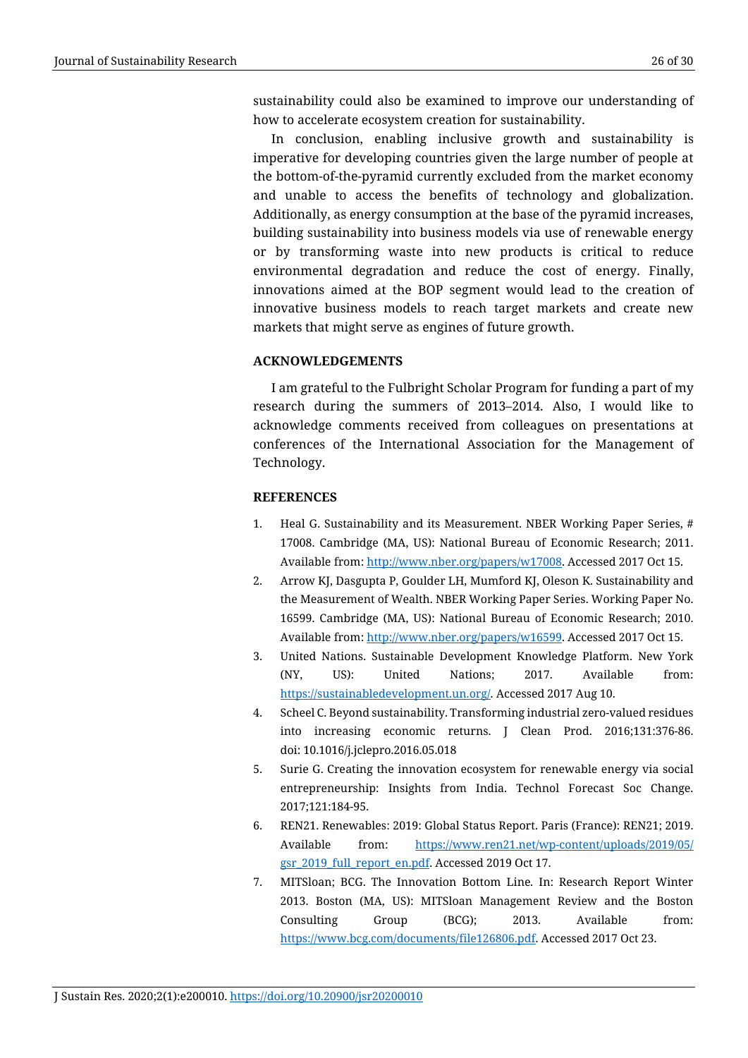sustainability could also be examined to improve our understanding of how to accelerate ecosystem creation for sustainability.

In conclusion, enabling inclusive growth and sustainability is imperative for developing countries given the large number of people at the bottom-of-the-pyramid currently excluded from the market economy and unable to access the benefits of technology and globalization. Additionally, as energy consumption at the base of the pyramid increases, building sustainability into business models via use of renewable energy or by transforming waste into new products is critical to reduce environmental degradation and reduce the cost of energy. Finally, innovations aimed at the BOP segment would lead to the creation of innovative business models to reach target markets and create new markets that might serve as engines of future growth.

## ACKNOWLEDGEMENTS

I am grateful to the Fulbright Scholar Program for funding a part of my research during the summers of 2013–2014. Also, I would like to acknowledge comments received from colleagues on presentations at conferences of the International Association for the Management of Technology.

## REFERENCES

1. Heal G. Sustainability and its Measurement. NBER Working Paper Series, # 17008. Cambridge (MA, US): National Bureau of Economic Research; 2011. Available from: http://www.nber.org/papers/w17008. Accessed 2017 Oct 15.
2. Arrow KJ, Dasgupta P, Goulder LH, Mumford KJ, Oleson K. Sustainability and the Measurement of Wealth. NBER Working Paper Series. Working Paper No. 16599. Cambridge (MA, US): National Bureau of Economic Research; 2010. Available from: http://www.nber.org/papers/w16599. Accessed 2017 Oct 15.
3. United Nations. Sustainable Development Knowledge Platform. New York (NY, US): United Nations; 2017. Available from: https://sustainabledevelopment.un.org/. Accessed 2017 Aug 10.
4. Scheel C. Beyond sustainability. Transforming industrial zero-valued residues into increasing economic returns. J Clean Prod. 2016;131:376-86. doi: 10.1016/j.jclepro.2016.05.018
5. Surie G. Creating the innovation ecosystem for renewable energy via social entrepreneurship: Insights from India. Technol Forecast Soc Change. 2017;121:184-95.
6. REN21. Renewables: 2019: Global Status Report. Paris (France): REN21; 2019. Available from: https://www.ren21.net/wp-content/uploads/2019/05/gsr_2019_full_report_en.pdf. Accessed 2019 Oct 17.
7. MITSloan; BCG. The Innovation Bottom Line. In: Research Report Winter 2013. Boston (MA, US): MITSloan Management Review and the Boston Consulting Group (BCG); 2013. Available from: https://www.bcg.com/documents/file126806.pdf. Accessed 2017 Oct 23.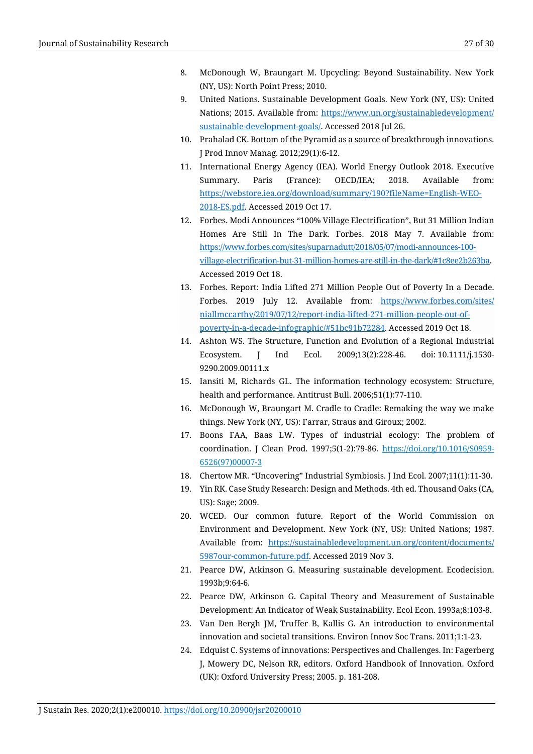8. McDonough W, Braungart M. Upcycling: Beyond Sustainability. New York (NY, US): North Point Press; 2010.
9. United Nations. Sustainable Development Goals. New York (NY, US): United Nations; 2015. Available from: https://www.un.org/sustainabledevelopment/sustainable-development-goals/. Accessed 2018 Jul 26.
10. Prahalad CK. Bottom of the Pyramid as a source of breakthrough innovations. J Prod Innov Manag. 2012;29(1):6-12.
11. International Energy Agency (IEA). World Energy Outlook 2018. Executive Summary. Paris (France): OECD/IEA; 2018. Available from: https://webstore.iea.org/download/summary/190?fileName=English-WEO-2018-ES.pdf. Accessed 2019 Oct 17.
12. Forbes. Modi Announces "100% Village Electrification", But 31 Million Indian Homes Are Still In The Dark. Forbes. 2018 May 7. Available from: https://www.forbes.com/sites/suparnadutt/2018/05/07/modi-announces-100-village-electrification-but-31-million-homes-are-still-in-the-dark/#1c8ee2b263ba. Accessed 2019 Oct 18.
13. Forbes. Report: India Lifted 271 Million People Out of Poverty In a Decade. Forbes. 2019 July 12. Available from: https://www.forbes.com/sites/niallmccarthy/2019/07/12/report-india-lifted-271-million-people-out-of-poverty-in-a-decade-infographic/#51bc91b72284. Accessed 2019 Oct 18.
14. Ashton WS. The Structure, Function and Evolution of a Regional Industrial Ecosystem. J Ind Ecol. 2009;13(2):228-46. doi: 10.1111/j.1530-9290.2009.00111.x
15. Iansiti M, Richards GL. The information technology ecosystem: Structure, health and performance. Antitrust Bull. 2006;51(1):77-110.
16. McDonough W, Braungart M. Cradle to Cradle: Remaking the way we make things. New York (NY, US): Farrar, Straus and Giroux; 2002.
17. Boons FAA, Baas LW. Types of industrial ecology: The problem of coordination. J Clean Prod. 1997;5(1-2):79-86. https://doi.org/10.1016/S0959-6526(97)00007-3
18. Chertow MR. "Uncovering" Industrial Symbiosis. J Ind Ecol. 2007;11(1):11-30.
19. Yin RK. Case Study Research: Design and Methods. 4th ed. Thousand Oaks (CA, US): Sage; 2009.
20. WCED. Our common future. Report of the World Commission on Environment and Development. New York (NY, US): United Nations; 1987. Available from: https://sustainabledevelopment.un.org/content/documents/5987our-common-future.pdf. Accessed 2019 Nov 3.
21. Pearce DW, Atkinson G. Measuring sustainable development. Ecodecision. 1993b;9:64-6.
22. Pearce DW, Atkinson G. Capital Theory and Measurement of Sustainable Development: An Indicator of Weak Sustainability. Ecol Econ. 1993a;8:103-8.
23. Van Den Bergh JM, Truffer B, Kallis G. An introduction to environmental innovation and societal transitions. Environ Innov Soc Trans. 2011;1:1-23.
24. Edquist C. Systems of innovations: Perspectives and Challenges. In: Fagerberg J, Mowery DC, Nelson RR, editors. Oxford Handbook of Innovation. Oxford (UK): Oxford University Press; 2005. p. 181-208.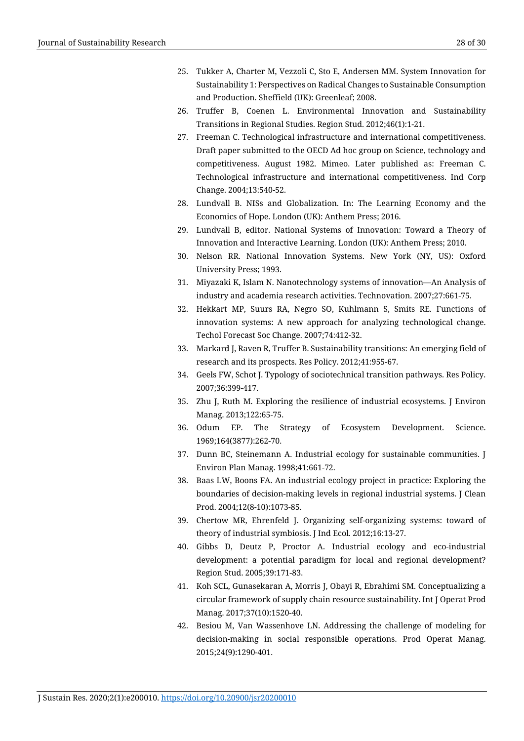25. Tukker A, Charter M, Vezzoli C, Sto E, Andersen MM. System Innovation for Sustainability 1: Perspectives on Radical Changes to Sustainable Consumption and Production. Sheffield (UK): Greenleaf; 2008.
26. Truffer B, Coenen L. Environmental Innovation and Sustainability Transitions in Regional Studies. Region Stud. 2012;46(1):1-21.
27. Freeman C. Technological infrastructure and international competitiveness. Draft paper submitted to the OECD Ad hoc group on Science, technology and competitiveness. August 1982. Mimeo. Later published as: Freeman C. Technological infrastructure and international competitiveness. Ind Corp Change. 2004;13:540-52.
28. Lundvall B. NISs and Globalization. In: The Learning Economy and the Economics of Hope. London (UK): Anthem Press; 2016.
29. Lundvall B, editor. National Systems of Innovation: Toward a Theory of Innovation and Interactive Learning. London (UK): Anthem Press; 2010.
30. Nelson RR. National Innovation Systems. New York (NY, US): Oxford University Press; 1993.
31. Miyazaki K, Islam N. Nanotechnology systems of innovation—An Analysis of industry and academia research activities. Technovation. 2007;27:661-75.
32. Hekkart MP, Suurs RA, Negro SO, Kuhlmann S, Smits RE. Functions of innovation systems: A new approach for analyzing technological change. Techol Forecast Soc Change. 2007;74:412-32.
33. Markard J, Raven R, Truffer B. Sustainability transitions: An emerging field of research and its prospects. Res Policy. 2012;41:955-67.
34. Geels FW, Schot J. Typology of sociotechnical transition pathways. Res Policy. 2007;36:399-417.
35. Zhu J, Ruth M. Exploring the resilience of industrial ecosystems. J Environ Manag. 2013;122:65-75.
36. Odum EP. The Strategy of Ecosystem Development. Science. 1969;164(3877):262-70.
37. Dunn BC, Steinemann A. Industrial ecology for sustainable communities. J Environ Plan Manag. 1998;41:661-72.
38. Baas LW, Boons FA. An industrial ecology project in practice: Exploring the boundaries of decision-making levels in regional industrial systems. J Clean Prod. 2004;12(8-10):1073-85.
39. Chertow MR, Ehrenfeld J. Organizing self-organizing systems: toward of theory of industrial symbiosis. J Ind Ecol. 2012;16:13-27.
40. Gibbs D, Deutz P, Proctor A. Industrial ecology and eco-industrial development: a potential paradigm for local and regional development? Region Stud. 2005;39:171-83.
41. Koh SCL, Gunasekaran A, Morris J, Obayi R, Ebrahimi SM. Conceptualizing a circular framework of supply chain resource sustainability. Int J Operat Prod Manag. 2017;37(10):1520-40.
42. Besiou M, Van Wassenhove LN. Addressing the challenge of modeling for decision-making in social responsible operations. Prod Operat Manag. 2015;24(9):1290-401.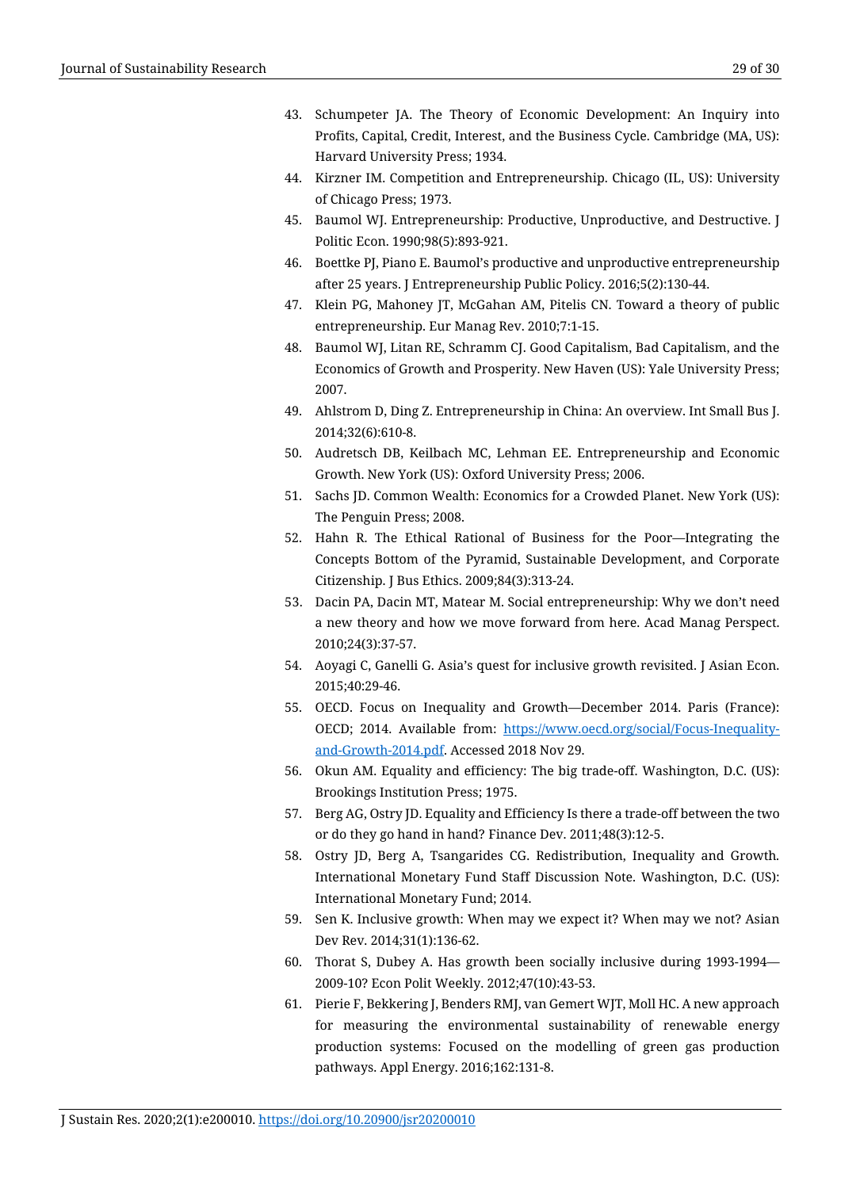43. Schumpeter JA. The Theory of Economic Development: An Inquiry into Profits, Capital, Credit, Interest, and the Business Cycle. Cambridge (MA, US): Harvard University Press; 1934.
44. Kirzner IM. Competition and Entrepreneurship. Chicago (IL, US): University of Chicago Press; 1973.
45. Baumol WJ. Entrepreneurship: Productive, Unproductive, and Destructive. J Politic Econ. 1990;98(5):893-921.
46. Boettke PJ, Piano E. Baumol's productive and unproductive entrepreneurship after 25 years. J Entrepreneurship Public Policy. 2016;5(2):130-44.
47. Klein PG, Mahoney JT, McGahan AM, Pitelis CN. Toward a theory of public entrepreneurship. Eur Manag Rev. 2010;7:1-15.
48. Baumol WJ, Litan RE, Schramm CJ. Good Capitalism, Bad Capitalism, and the Economics of Growth and Prosperity. New Haven (US): Yale University Press; 2007.
49. Ahlstrom D, Ding Z. Entrepreneurship in China: An overview. Int Small Bus J. 2014;32(6):610-8.
50. Audretsch DB, Keilbach MC, Lehman EE. Entrepreneurship and Economic Growth. New York (US): Oxford University Press; 2006.
51. Sachs JD. Common Wealth: Economics for a Crowded Planet. New York (US): The Penguin Press; 2008.
52. Hahn R. The Ethical Rational of Business for the Poor—Integrating the Concepts Bottom of the Pyramid, Sustainable Development, and Corporate Citizenship. J Bus Ethics. 2009;84(3):313-24.
53. Dacin PA, Dacin MT, Matear M. Social entrepreneurship: Why we don't need a new theory and how we move forward from here. Acad Manag Perspect. 2010;24(3):37-57.
54. Aoyagi C, Ganelli G. Asia's quest for inclusive growth revisited. J Asian Econ. 2015;40:29-46.
55. OECD. Focus on Inequality and Growth—December 2014. Paris (France): OECD; 2014. Available from: [https://www.oecd.org/social/Focus-Inequality-and-Growth-2014.pdf](https://www.oecd.org/social/Focus-Inequality-and-Growth-2014.pdf). Accessed 2018 Nov 29.
56. Okun AM. Equality and efficiency: The big trade-off. Washington, D.C. (US): Brookings Institution Press; 1975.
57. Berg AG, Ostry JD. Equality and Efficiency Is there a trade-off between the two or do they go hand in hand? Finance Dev. 2011;48(3):12-5.
58. Ostry JD, Berg A, Tsangarides CG. Redistribution, Inequality and Growth. International Monetary Fund Staff Discussion Note. Washington, D.C. (US): International Monetary Fund; 2014.
59. Sen K. Inclusive growth: When may we expect it? When may we not? Asian Dev Rev. 2014;31(1):136-62.
60. Thorat S, Dubey A. Has growth been socially inclusive during 1993-1994—2009-10? Econ Polit Weekly. 2012;47(10):43-53.
61. Pierie F, Bekkering J, Benders RMJ, van Gemert WJT, Moll HC. A new approach for measuring the environmental sustainability of renewable energy production systems: Focused on the modelling of green gas production pathways. Appl Energy. 2016;162:131-8.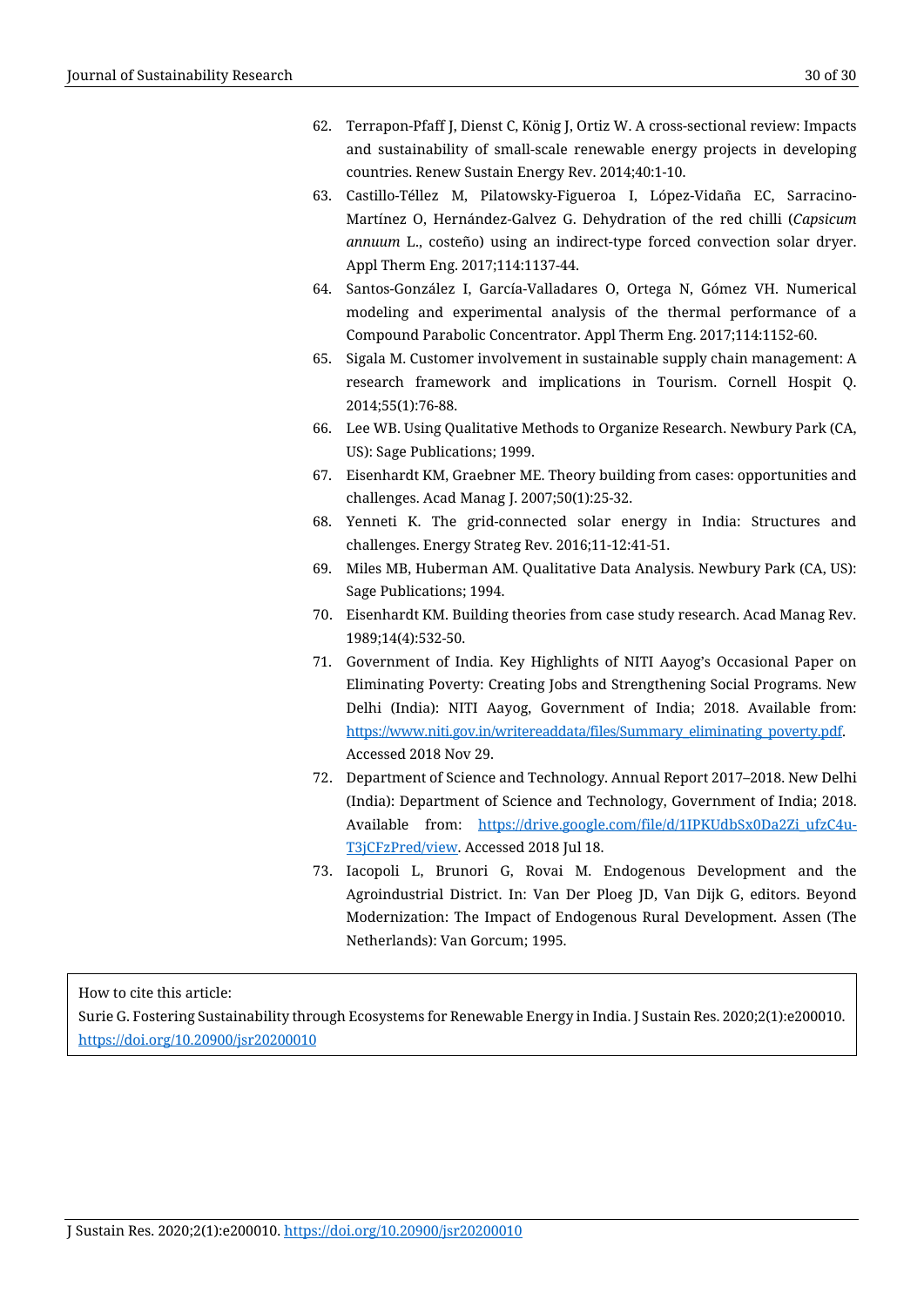62. Terrapon-Pfaff J, Dienst C, König J, Ortiz W. A cross-sectional review: Impacts and sustainability of small-scale renewable energy projects in developing countries. Renew Sustain Energy Rev. 2014;40:1-10.
63. Castillo-Téllez M, Pilatowsky-Figueroa I, López-Vidaña EC, Sarracino-Martínez O, Hernández-Galvez G. Dehydration of the red chilli (*Capsicum annuum* L., costeño) using an indirect-type forced convection solar dryer. Appl Therm Eng. 2017;114:1137-44.
64. Santos-González I, García-Valladares O, Ortega N, Gómez VH. Numerical modeling and experimental analysis of the thermal performance of a Compound Parabolic Concentrator. Appl Therm Eng. 2017;114:1152-60.
65. Sigala M. Customer involvement in sustainable supply chain management: A research framework and implications in Tourism. Cornell Hospit Q. 2014;55(1):76-88.
66. Lee WB. Using Qualitative Methods to Organize Research. Newbury Park (CA, US): Sage Publications; 1999.
67. Eisenhardt KM, Graebner ME. Theory building from cases: opportunities and challenges. Acad Manag J. 2007;50(1):25-32.
68. Yenneti K. The grid-connected solar energy in India: Structures and challenges. Energy Strateg Rev. 2016;11-12:41-51.
69. Miles MB, Huberman AM. Qualitative Data Analysis. Newbury Park (CA, US): Sage Publications; 1994.
70. Eisenhardt KM. Building theories from case study research. Acad Manag Rev. 1989;14(4):532-50.
71. Government of India. Key Highlights of NITI Aayog's Occasional Paper on Eliminating Poverty: Creating Jobs and Strengthening Social Programs. New Delhi (India): NITI Aayog, Government of India; 2018. Available from: https://www.niti.gov.in/writereaddata/files/Summary_eliminating_poverty.pdf. Accessed 2018 Nov 29.
72. Department of Science and Technology. Annual Report 2017–2018. New Delhi (India): Department of Science and Technology, Government of India; 2018. Available from: https://drive.google.com/file/d/1IPKUdbSx0Da2Zi_ufzC4u-T3jCFzPred/view. Accessed 2018 Jul 18.
73. Iacopoli L, Brunori G, Rovai M. Endogenous Development and the Agroindustrial District. In: Van Der Ploeg JD, Van Dijk G, editors. Beyond Modernization: The Impact of Endogenous Rural Development. Assen (The Netherlands): Van Gorcum; 1995.

How to cite this article:
Surie G. Fostering Sustainability through Ecosystems for Renewable Energy in India. J Sustain Res. 2020;2(1):e200010. https://doi.org/10.20900/jsr20200010